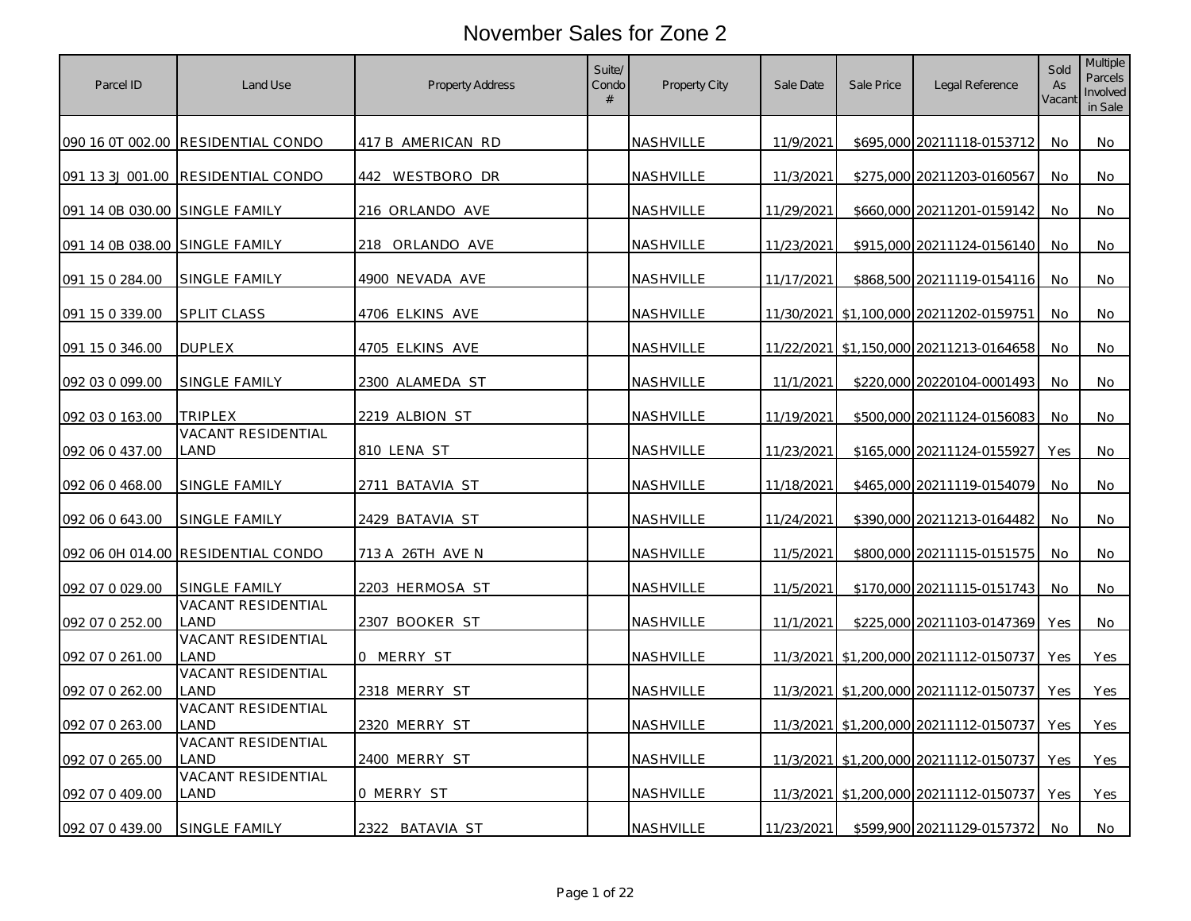# November Sales for Zone 2

| Parcel ID | Land Use | Property Address | Suite/ Condo # | Property City | Sale Date | Sale Price | Legal Reference | Sold As Vacant | Multiple Parcels Involved in Sale |
|---|---|---|---|---|---|---|---|---|---|
| 090 16 0T 002.00 | RESIDENTIAL CONDO | 417 B AMERICAN RD | | NASHVILLE | 11/9/2021 | $695,000 | 20211118-0153712 | No | No |
| 091 13 3J 001.00 | RESIDENTIAL CONDO | 442 WESTBORO DR | | NASHVILLE | 11/3/2021 | $275,000 | 20211203-0160567 | No | No |
| 091 14 0B 030.00 | SINGLE FAMILY | 216 ORLANDO AVE | | NASHVILLE | 11/29/2021 | $660,000 | 20211201-0159142 | No | No |
| 091 14 0B 038.00 | SINGLE FAMILY | 218 ORLANDO AVE | | NASHVILLE | 11/23/2021 | $915,000 | 20211124-0156140 | No | No |
| 091 15 0 284.00 | SINGLE FAMILY | 4900 NEVADA AVE | | NASHVILLE | 11/17/2021 | $868,500 | 20211119-0154116 | No | No |
| 091 15 0 339.00 | SPLIT CLASS | 4706 ELKINS AVE | | NASHVILLE | 11/30/2021 | $1,100,000 | 20211202-0159751 | No | No |
| 091 15 0 346.00 | DUPLEX | 4705 ELKINS AVE | | NASHVILLE | 11/22/2021 | $1,150,000 | 20211213-0164658 | No | No |
| 092 03 0 099.00 | SINGLE FAMILY | 2300 ALAMEDA ST | | NASHVILLE | 11/1/2021 | $220,000 | 20220104-0001493 | No | No |
| 092 03 0 163.00 | TRIPLEX | 2219 ALBION ST | | NASHVILLE | 11/19/2021 | $500,000 | 20211124-0156083 | No | No |
| 092 06 0 437.00 | VACANT RESIDENTIAL LAND | 810 LENA ST | | NASHVILLE | 11/23/2021 | $165,000 | 20211124-0155927 | Yes | No |
| 092 06 0 468.00 | SINGLE FAMILY | 2711 BATAVIA ST | | NASHVILLE | 11/18/2021 | $465,000 | 20211119-0154079 | No | No |
| 092 06 0 643.00 | SINGLE FAMILY | 2429 BATAVIA ST | | NASHVILLE | 11/24/2021 | $390,000 | 20211213-0164482 | No | No |
| 092 06 0H 014.00 | RESIDENTIAL CONDO | 713 A 26TH AVE N | | NASHVILLE | 11/5/2021 | $800,000 | 20211115-0151575 | No | No |
| 092 07 0 029.00 | SINGLE FAMILY | 2203 HERMOSA ST | | NASHVILLE | 11/5/2021 | $170,000 | 20211115-0151743 | No | No |
| 092 07 0 252.00 | VACANT RESIDENTIAL LAND | 2307 BOOKER ST | | NASHVILLE | 11/1/2021 | $225,000 | 20211103-0147369 | Yes | No |
| 092 07 0 261.00 | VACANT RESIDENTIAL LAND | 0 MERRY ST | | NASHVILLE | 11/3/2021 | $1,200,000 | 20211112-0150737 | Yes | Yes |
| 092 07 0 262.00 | VACANT RESIDENTIAL LAND | 2318 MERRY ST | | NASHVILLE | 11/3/2021 | $1,200,000 | 20211112-0150737 | Yes | Yes |
| 092 07 0 263.00 | VACANT RESIDENTIAL LAND | 2320 MERRY ST | | NASHVILLE | 11/3/2021 | $1,200,000 | 20211112-0150737 | Yes | Yes |
| 092 07 0 265.00 | VACANT RESIDENTIAL LAND | 2400 MERRY ST | | NASHVILLE | 11/3/2021 | $1,200,000 | 20211112-0150737 | Yes | Yes |
| 092 07 0 409.00 | VACANT RESIDENTIAL LAND | 0 MERRY ST | | NASHVILLE | 11/3/2021 | $1,200,000 | 20211112-0150737 | Yes | Yes |
| 092 07 0 439.00 | SINGLE FAMILY | 2322 BATAVIA ST | | NASHVILLE | 11/23/2021 | $599,900 | 20211129-0157372 | No | No |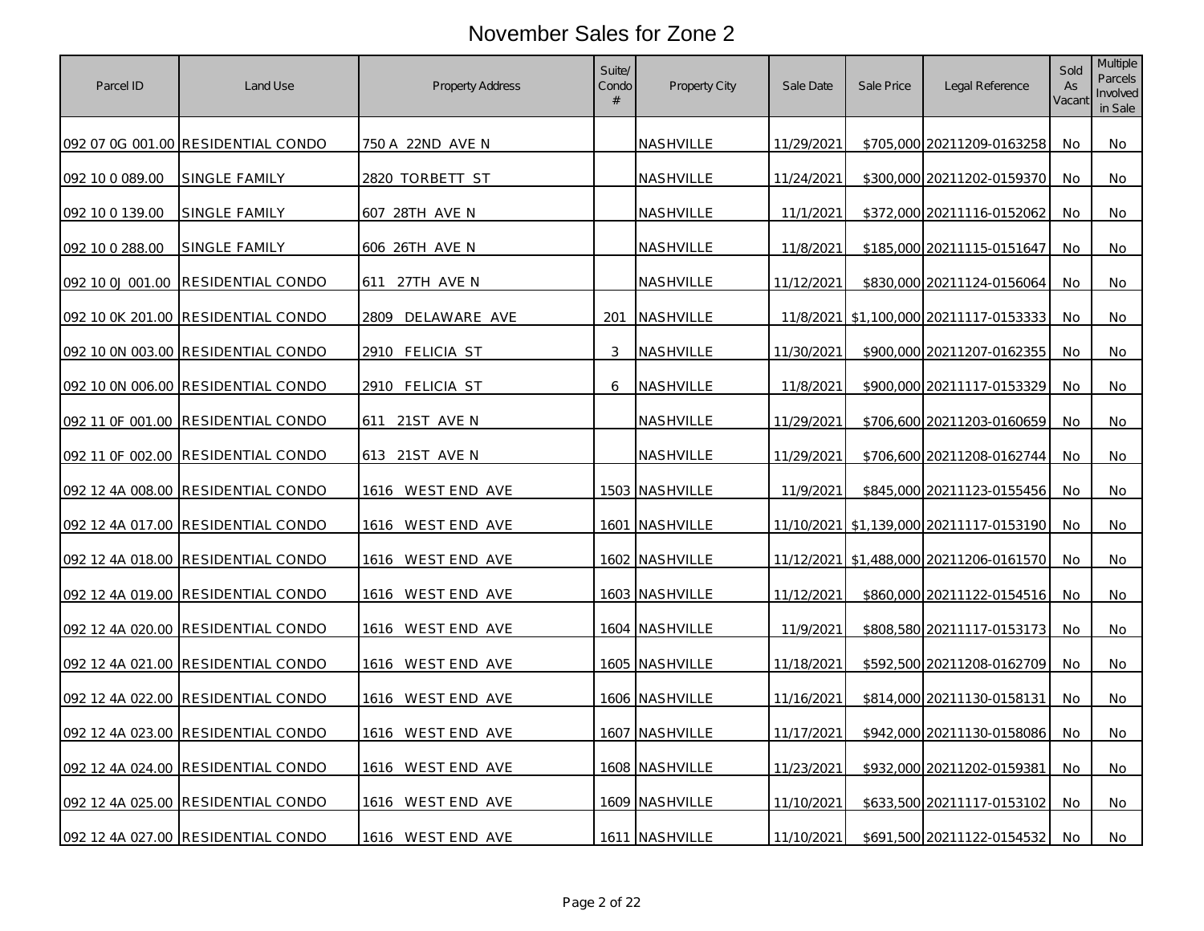# November Sales for Zone 2

| Parcel ID | Land Use | Property Address | Suite/ Condo # | Property City | Sale Date | Sale Price | Legal Reference | Sold As Vacant | Multiple Parcels Involved in Sale |
|---|---|---|---|---|---|---|---|---|---|
| 092 07 0G 001.00 | RESIDENTIAL CONDO | 750 A 22ND AVE N | | NASHVILLE | 11/29/2021 | $705,000 | 20211209-0163258 | No | No |
| 092 10 0 089.00 | SINGLE FAMILY | 2820 TORBETT ST | | NASHVILLE | 11/24/2021 | $300,000 | 20211202-0159370 | No | No |
| 092 10 0 139.00 | SINGLE FAMILY | 607 28TH AVE N | | NASHVILLE | 11/1/2021 | $372,000 | 20211116-0152062 | No | No |
| 092 10 0 288.00 | SINGLE FAMILY | 606 26TH AVE N | | NASHVILLE | 11/8/2021 | $185,000 | 20211115-0151647 | No | No |
| 092 10 0J 001.00 | RESIDENTIAL CONDO | 611 27TH AVE N | | NASHVILLE | 11/12/2021 | $830,000 | 20211124-0156064 | No | No |
| 092 10 0K 201.00 | RESIDENTIAL CONDO | 2809 DELAWARE AVE | 201 | NASHVILLE | 11/8/2021 | $1,100,000 | 20211117-0153333 | No | No |
| 092 10 0N 003.00 | RESIDENTIAL CONDO | 2910 FELICIA ST | 3 | NASHVILLE | 11/30/2021 | $900,000 | 20211207-0162355 | No | No |
| 092 10 0N 006.00 | RESIDENTIAL CONDO | 2910 FELICIA ST | 6 | NASHVILLE | 11/8/2021 | $900,000 | 20211117-0153329 | No | No |
| 092 11 0F 001.00 | RESIDENTIAL CONDO | 611 21ST AVE N | | NASHVILLE | 11/29/2021 | $706,600 | 20211203-0160659 | No | No |
| 092 11 0F 002.00 | RESIDENTIAL CONDO | 613 21ST AVE N | | NASHVILLE | 11/29/2021 | $706,600 | 20211208-0162744 | No | No |
| 092 12 4A 008.00 | RESIDENTIAL CONDO | 1616 WEST END AVE | 1503 | NASHVILLE | 11/9/2021 | $845,000 | 20211123-0155456 | No | No |
| 092 12 4A 017.00 | RESIDENTIAL CONDO | 1616 WEST END AVE | 1601 | NASHVILLE | 11/10/2021 | $1,139,000 | 20211117-0153190 | No | No |
| 092 12 4A 018.00 | RESIDENTIAL CONDO | 1616 WEST END AVE | 1602 | NASHVILLE | 11/12/2021 | $1,488,000 | 20211206-0161570 | No | No |
| 092 12 4A 019.00 | RESIDENTIAL CONDO | 1616 WEST END AVE | 1603 | NASHVILLE | 11/12/2021 | $860,000 | 20211122-0154516 | No | No |
| 092 12 4A 020.00 | RESIDENTIAL CONDO | 1616 WEST END AVE | 1604 | NASHVILLE | 11/9/2021 | $808,580 | 20211117-0153173 | No | No |
| 092 12 4A 021.00 | RESIDENTIAL CONDO | 1616 WEST END AVE | 1605 | NASHVILLE | 11/18/2021 | $592,500 | 20211208-0162709 | No | No |
| 092 12 4A 022.00 | RESIDENTIAL CONDO | 1616 WEST END AVE | 1606 | NASHVILLE | 11/16/2021 | $814,000 | 20211130-0158131 | No | No |
| 092 12 4A 023.00 | RESIDENTIAL CONDO | 1616 WEST END AVE | 1607 | NASHVILLE | 11/17/2021 | $942,000 | 20211130-0158086 | No | No |
| 092 12 4A 024.00 | RESIDENTIAL CONDO | 1616 WEST END AVE | 1608 | NASHVILLE | 11/23/2021 | $932,000 | 20211202-0159381 | No | No |
| 092 12 4A 025.00 | RESIDENTIAL CONDO | 1616 WEST END AVE | 1609 | NASHVILLE | 11/10/2021 | $633,500 | 20211117-0153102 | No | No |
| 092 12 4A 027.00 | RESIDENTIAL CONDO | 1616 WEST END AVE | 1611 | NASHVILLE | 11/10/2021 | $691,500 | 20211122-0154532 | No | No |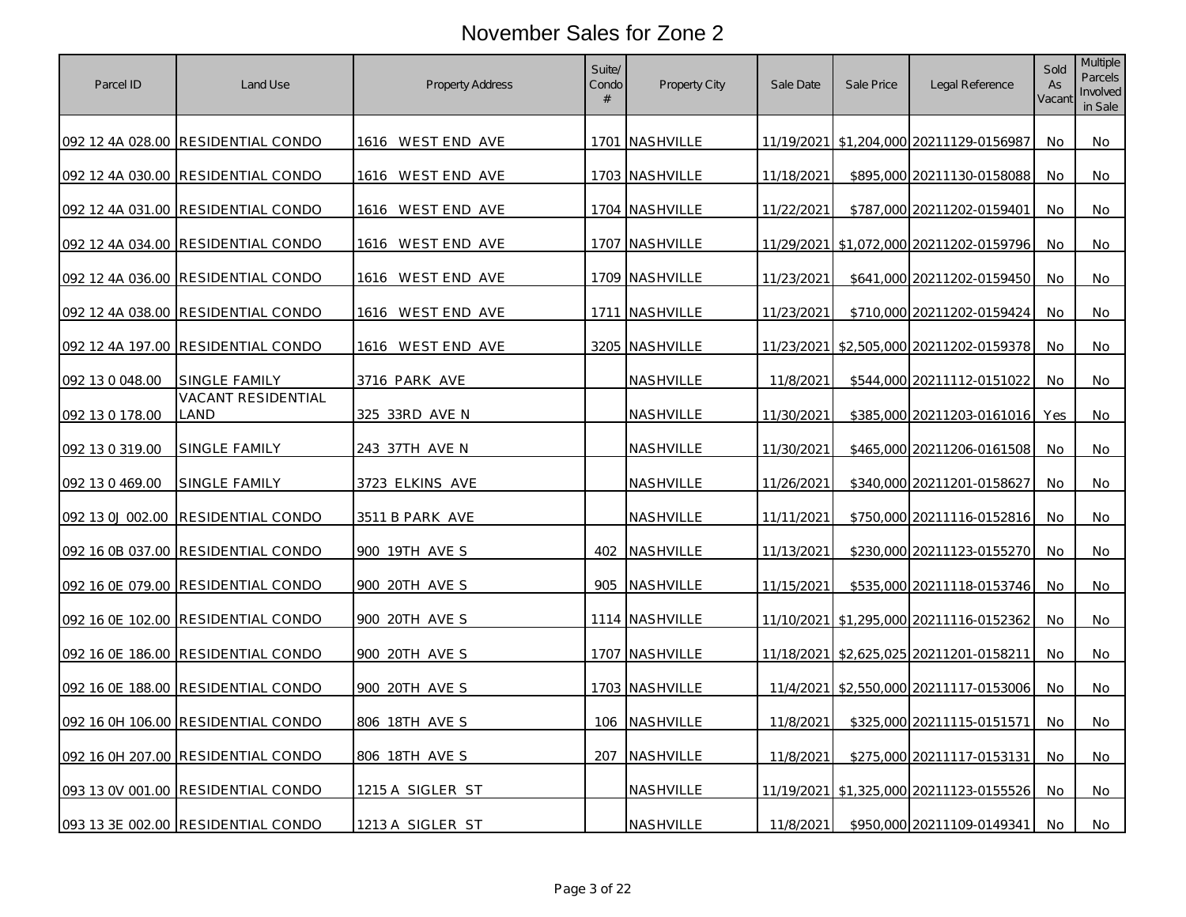# November Sales for Zone 2

| Parcel ID | Land Use | Property Address | Suite/ Condo # | Property City | Sale Date | Sale Price | Legal Reference | Sold As Vacant | Multiple Parcels Involved in Sale |
|---|---|---|---|---|---|---|---|---|---|
| 092 12 4A 028.00 | RESIDENTIAL CONDO | 1616 WEST END AVE | 1701 | NASHVILLE | 11/19/2021 | $1,204,000 | 20211129-0156987 | No | No |
| 092 12 4A 030.00 | RESIDENTIAL CONDO | 1616 WEST END AVE | 1703 | NASHVILLE | 11/18/2021 | $895,000 | 20211130-0158088 | No | No |
| 092 12 4A 031.00 | RESIDENTIAL CONDO | 1616 WEST END AVE | 1704 | NASHVILLE | 11/22/2021 | $787,000 | 20211202-0159401 | No | No |
| 092 12 4A 034.00 | RESIDENTIAL CONDO | 1616 WEST END AVE | 1707 | NASHVILLE | 11/29/2021 | $1,072,000 | 20211202-0159796 | No | No |
| 092 12 4A 036.00 | RESIDENTIAL CONDO | 1616 WEST END AVE | 1709 | NASHVILLE | 11/23/2021 | $641,000 | 20211202-0159450 | No | No |
| 092 12 4A 038.00 | RESIDENTIAL CONDO | 1616 WEST END AVE | 1711 | NASHVILLE | 11/23/2021 | $710,000 | 20211202-0159424 | No | No |
| 092 12 4A 197.00 | RESIDENTIAL CONDO | 1616 WEST END AVE | 3205 | NASHVILLE | 11/23/2021 | $2,505,000 | 20211202-0159378 | No | No |
| 092 13 0 048.00 | SINGLE FAMILY | 3716 PARK AVE | | NASHVILLE | 11/8/2021 | $544,000 | 20211112-0151022 | No | No |
| 092 13 0 178.00 | VACANT RESIDENTIAL LAND | 325 33RD AVE N | | NASHVILLE | 11/30/2021 | $385,000 | 20211203-0161016 | Yes | No |
| 092 13 0 319.00 | SINGLE FAMILY | 243 37TH AVE N | | NASHVILLE | 11/30/2021 | $465,000 | 20211206-0161508 | No | No |
| 092 13 0 469.00 | SINGLE FAMILY | 3723 ELKINS AVE | | NASHVILLE | 11/26/2021 | $340,000 | 20211201-0158627 | No | No |
| 092 13 0J 002.00 | RESIDENTIAL CONDO | 3511 B PARK AVE | | NASHVILLE | 11/11/2021 | $750,000 | 20211116-0152816 | No | No |
| 092 16 0B 037.00 | RESIDENTIAL CONDO | 900 19TH AVE S | 402 | NASHVILLE | 11/13/2021 | $230,000 | 20211123-0155270 | No | No |
| 092 16 0E 079.00 | RESIDENTIAL CONDO | 900 20TH AVE S | 905 | NASHVILLE | 11/15/2021 | $535,000 | 20211118-0153746 | No | No |
| 092 16 0E 102.00 | RESIDENTIAL CONDO | 900 20TH AVE S | 1114 | NASHVILLE | 11/10/2021 | $1,295,000 | 20211116-0152362 | No | No |
| 092 16 0E 186.00 | RESIDENTIAL CONDO | 900 20TH AVE S | 1707 | NASHVILLE | 11/18/2021 | $2,625,025 | 20211201-0158211 | No | No |
| 092 16 0E 188.00 | RESIDENTIAL CONDO | 900 20TH AVE S | 1703 | NASHVILLE | 11/4/2021 | $2,550,000 | 20211117-0153006 | No | No |
| 092 16 0H 106.00 | RESIDENTIAL CONDO | 806 18TH AVE S | 106 | NASHVILLE | 11/8/2021 | $325,000 | 20211115-0151571 | No | No |
| 092 16 0H 207.00 | RESIDENTIAL CONDO | 806 18TH AVE S | 207 | NASHVILLE | 11/8/2021 | $275,000 | 20211117-0153131 | No | No |
| 093 13 0V 001.00 | RESIDENTIAL CONDO | 1215 A SIGLER ST | | NASHVILLE | 11/19/2021 | $1,325,000 | 20211123-0155526 | No | No |
| 093 13 3E 002.00 | RESIDENTIAL CONDO | 1213 A SIGLER ST | | NASHVILLE | 11/8/2021 | $950,000 | 20211109-0149341 | No | No |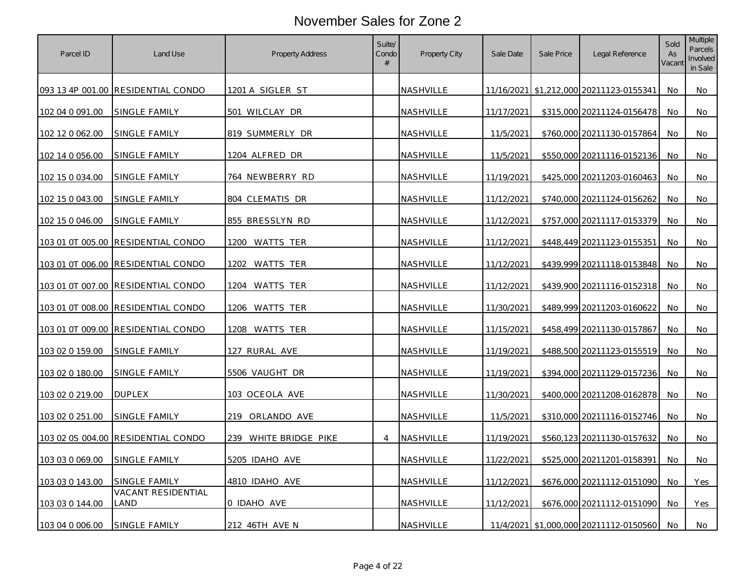# November Sales for Zone 2

| Parcel ID | Land Use | Property Address | Suite/ Condo # | Property City | Sale Date | Sale Price | Legal Reference | Sold As Vacant | Multiple Parcels Involved in Sale |
|---|---|---|---|---|---|---|---|---|---|
| 093 13 4P 001.00 | RESIDENTIAL CONDO | 1201 A SIGLER ST | | NASHVILLE | 11/16/2021 | $1,212,000 | 20211123-0155341 | No | No |
| 102 04 0 091.00 | SINGLE FAMILY | 501 WILCLAY DR | | NASHVILLE | 11/17/2021 | $315,000 | 20211124-0156478 | No | No |
| 102 12 0 062.00 | SINGLE FAMILY | 819 SUMMERLY DR | | NASHVILLE | 11/5/2021 | $760,000 | 20211130-0157864 | No | No |
| 102 14 0 056.00 | SINGLE FAMILY | 1204 ALFRED DR | | NASHVILLE | 11/5/2021 | $550,000 | 20211116-0152136 | No | No |
| 102 15 0 034.00 | SINGLE FAMILY | 764 NEWBERRY RD | | NASHVILLE | 11/19/2021 | $425,000 | 20211203-0160463 | No | No |
| 102 15 0 043.00 | SINGLE FAMILY | 804 CLEMATIS DR | | NASHVILLE | 11/12/2021 | $740,000 | 20211124-0156262 | No | No |
| 102 15 0 046.00 | SINGLE FAMILY | 855 BRESSLYN RD | | NASHVILLE | 11/12/2021 | $757,000 | 20211117-0153379 | No | No |
| 103 01 0T 005.00 | RESIDENTIAL CONDO | 1200 WATTS TER | | NASHVILLE | 11/12/2021 | $448,449 | 20211123-0155351 | No | No |
| 103 01 0T 006.00 | RESIDENTIAL CONDO | 1202 WATTS TER | | NASHVILLE | 11/12/2021 | $439,999 | 20211118-0153848 | No | No |
| 103 01 0T 007.00 | RESIDENTIAL CONDO | 1204 WATTS TER | | NASHVILLE | 11/12/2021 | $439,900 | 20211116-0152318 | No | No |
| 103 01 0T 008.00 | RESIDENTIAL CONDO | 1206 WATTS TER | | NASHVILLE | 11/30/2021 | $489,999 | 20211203-0160622 | No | No |
| 103 01 0T 009.00 | RESIDENTIAL CONDO | 1208 WATTS TER | | NASHVILLE | 11/15/2021 | $458,499 | 20211130-0157867 | No | No |
| 103 02 0 159.00 | SINGLE FAMILY | 127 RURAL AVE | | NASHVILLE | 11/19/2021 | $488,500 | 20211123-0155519 | No | No |
| 103 02 0 180.00 | SINGLE FAMILY | 5506 VAUGHT DR | | NASHVILLE | 11/19/2021 | $394,000 | 20211129-0157236 | No | No |
| 103 02 0 219.00 | DUPLEX | 103 OCEOLA AVE | | NASHVILLE | 11/30/2021 | $400,000 | 20211208-0162878 | No | No |
| 103 02 0 251.00 | SINGLE FAMILY | 219 ORLANDO AVE | | NASHVILLE | 11/5/2021 | $310,000 | 20211116-0152746 | No | No |
| 103 02 0S 004.00 | RESIDENTIAL CONDO | 239 WHITE BRIDGE PIKE | 4 | NASHVILLE | 11/19/2021 | $560,123 | 20211130-0157632 | No | No |
| 103 03 0 069.00 | SINGLE FAMILY | 5205 IDAHO AVE | | NASHVILLE | 11/22/2021 | $525,000 | 20211201-0158391 | No | No |
| 103 03 0 143.00 | SINGLE FAMILY | 4810 IDAHO AVE | | NASHVILLE | 11/12/2021 | $676,000 | 20211112-0151090 | No | Yes |
| 103 03 0 144.00 | VACANT RESIDENTIAL LAND | 0 IDAHO AVE | | NASHVILLE | 11/12/2021 | $676,000 | 20211112-0151090 | No | Yes |
| 103 04 0 006.00 | SINGLE FAMILY | 212 46TH AVE N | | NASHVILLE | 11/4/2021 | $1,000,000 | 20211112-0150560 | No | No |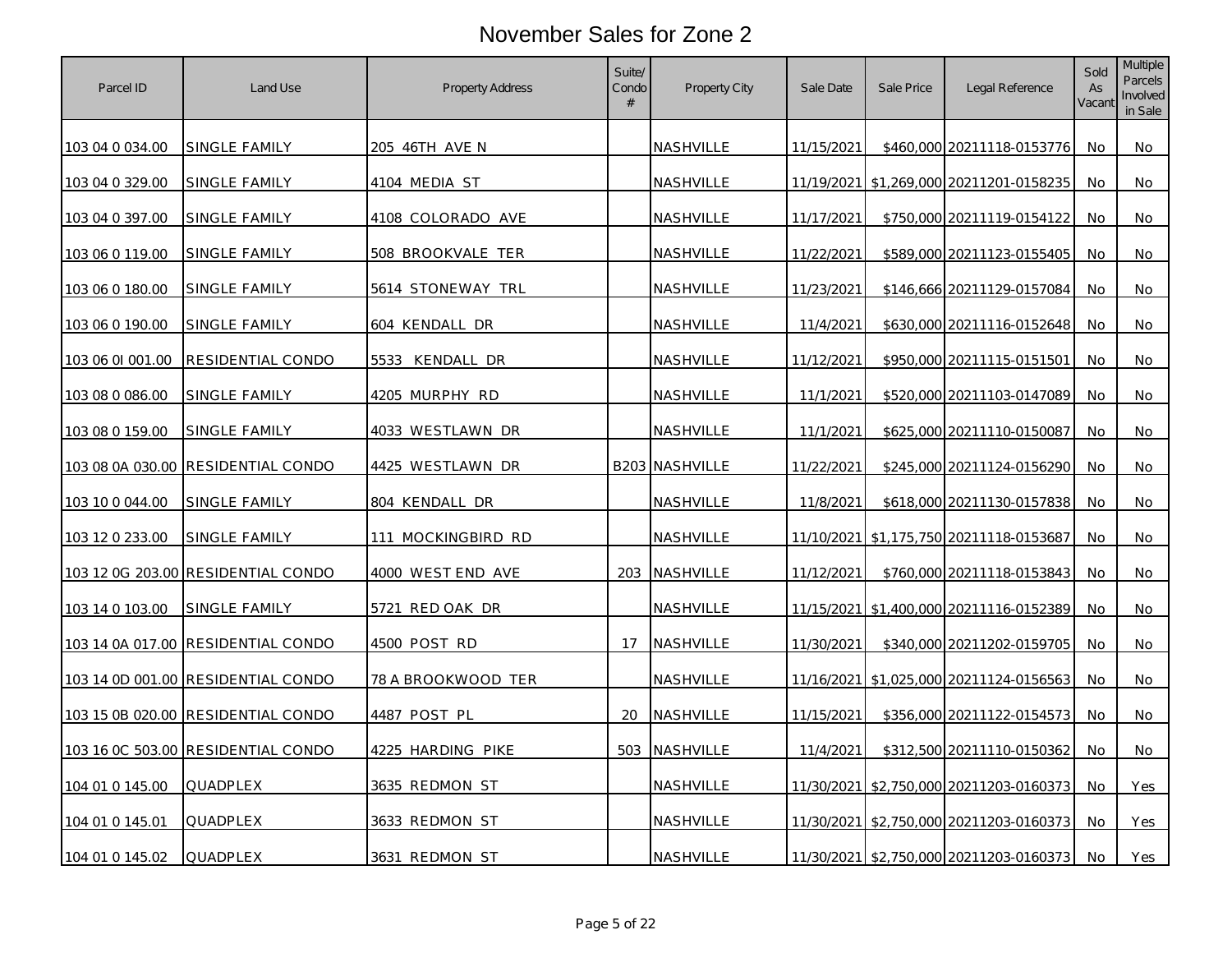# November Sales for Zone 2

| Parcel ID | Land Use | Property Address | Suite/ Condo # | Property City | Sale Date | Sale Price | Legal Reference | Sold As Vacant | Multiple Parcels Involved in Sale |
|---|---|---|---|---|---|---|---|---|---|
| 103 04 0 034.00 | SINGLE FAMILY | 205 46TH AVE N | | NASHVILLE | 11/15/2021 | $460,000 | 20211118-0153776 | No | No |
| 103 04 0 329.00 | SINGLE FAMILY | 4104 MEDIA ST | | NASHVILLE | 11/19/2021 | $1,269,000 | 20211201-0158235 | No | No |
| 103 04 0 397.00 | SINGLE FAMILY | 4108 COLORADO AVE | | NASHVILLE | 11/17/2021 | $750,000 | 20211119-0154122 | No | No |
| 103 06 0 119.00 | SINGLE FAMILY | 508 BROOKVALE TER | | NASHVILLE | 11/22/2021 | $589,000 | 20211123-0155405 | No | No |
| 103 06 0 180.00 | SINGLE FAMILY | 5614 STONEWAY TRL | | NASHVILLE | 11/23/2021 | $146,666 | 20211129-0157084 | No | No |
| 103 06 0 190.00 | SINGLE FAMILY | 604 KENDALL DR | | NASHVILLE | 11/4/2021 | $630,000 | 20211116-0152648 | No | No |
| 103 06 0I 001.00 | RESIDENTIAL CONDO | 5533 KENDALL DR | | NASHVILLE | 11/12/2021 | $950,000 | 20211115-0151501 | No | No |
| 103 08 0 086.00 | SINGLE FAMILY | 4205 MURPHY RD | | NASHVILLE | 11/1/2021 | $520,000 | 20211103-0147089 | No | No |
| 103 08 0 159.00 | SINGLE FAMILY | 4033 WESTLAWN DR | | NASHVILLE | 11/1/2021 | $625,000 | 20211110-0150087 | No | No |
| 103 08 0A 030.00 | RESIDENTIAL CONDO | 4425 WESTLAWN DR | B203 | NASHVILLE | 11/22/2021 | $245,000 | 20211124-0156290 | No | No |
| 103 10 0 044.00 | SINGLE FAMILY | 804 KENDALL DR | | NASHVILLE | 11/8/2021 | $618,000 | 20211130-0157838 | No | No |
| 103 12 0 233.00 | SINGLE FAMILY | 111 MOCKINGBIRD RD | | NASHVILLE | 11/10/2021 | $1,175,750 | 20211118-0153687 | No | No |
| 103 12 0G 203.00 | RESIDENTIAL CONDO | 4000 WEST END AVE | 203 | NASHVILLE | 11/12/2021 | $760,000 | 20211118-0153843 | No | No |
| 103 14 0 103.00 | SINGLE FAMILY | 5721 RED OAK DR | | NASHVILLE | 11/15/2021 | $1,400,000 | 20211116-0152389 | No | No |
| 103 14 0A 017.00 | RESIDENTIAL CONDO | 4500 POST RD | 17 | NASHVILLE | 11/30/2021 | $340,000 | 20211202-0159705 | No | No |
| 103 14 0D 001.00 | RESIDENTIAL CONDO | 78 A BROOKWOOD TER | | NASHVILLE | 11/16/2021 | $1,025,000 | 20211124-0156563 | No | No |
| 103 15 0B 020.00 | RESIDENTIAL CONDO | 4487 POST PL | 20 | NASHVILLE | 11/15/2021 | $356,000 | 20211122-0154573 | No | No |
| 103 16 0C 503.00 | RESIDENTIAL CONDO | 4225 HARDING PIKE | 503 | NASHVILLE | 11/4/2021 | $312,500 | 20211110-0150362 | No | No |
| 104 01 0 145.00 | QUADPLEX | 3635 REDMON ST | | NASHVILLE | 11/30/2021 | $2,750,000 | 20211203-0160373 | No | Yes |
| 104 01 0 145.01 | QUADPLEX | 3633 REDMON ST | | NASHVILLE | 11/30/2021 | $2,750,000 | 20211203-0160373 | No | Yes |
| 104 01 0 145.02 | QUADPLEX | 3631 REDMON ST | | NASHVILLE | 11/30/2021 | $2,750,000 | 20211203-0160373 | No | Yes |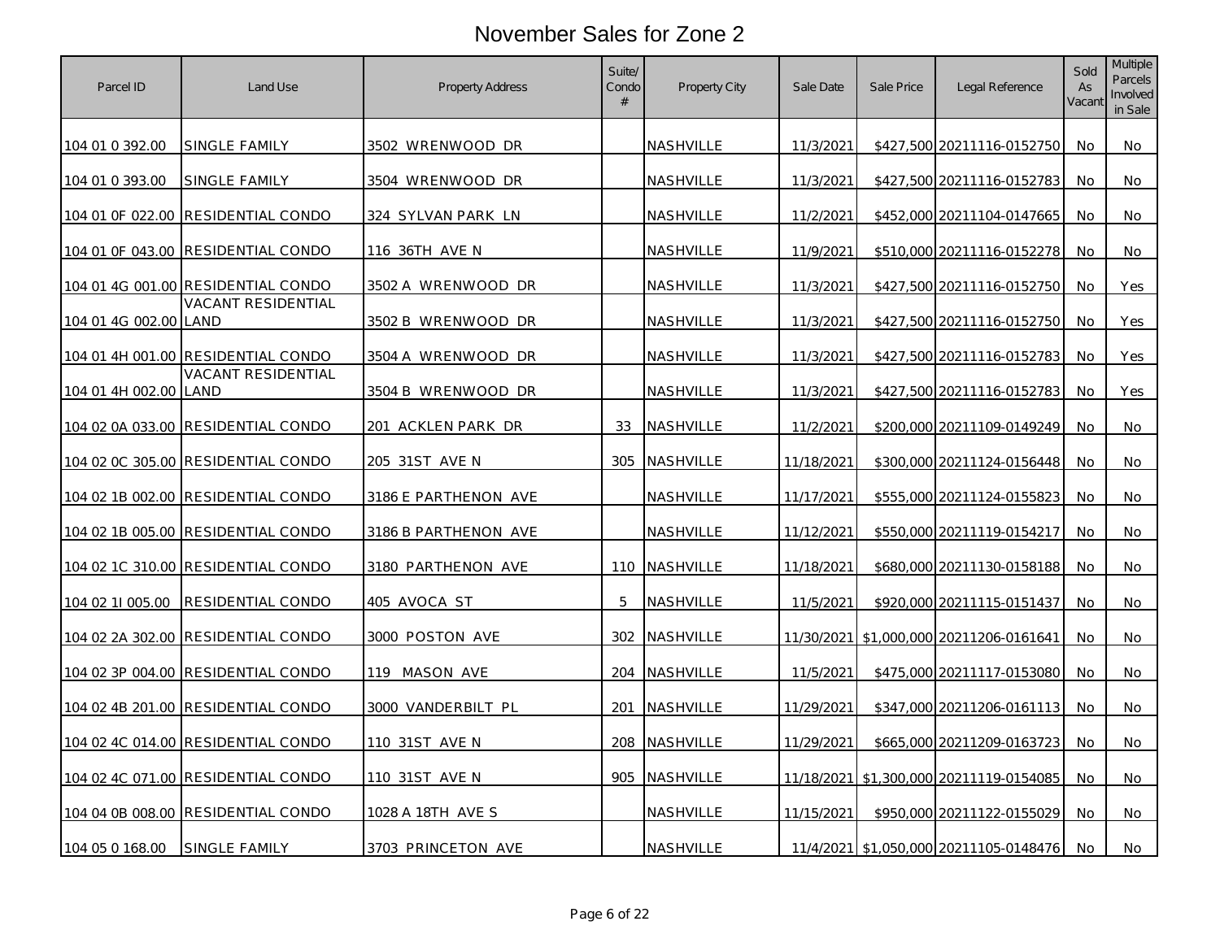# November Sales for Zone 2

| Parcel ID | Land Use | Property Address | Suite/ Condo # | Property City | Sale Date | Sale Price | Legal Reference | Sold As Vacant | Multiple Parcels Involved in Sale |
|---|---|---|---|---|---|---|---|---|---|
| 104 01 0 392.00 | SINGLE FAMILY | 3502 WRENWOOD DR | | NASHVILLE | 11/3/2021 | $427,500 | 20211116-0152750 | No | No |
| 104 01 0 393.00 | SINGLE FAMILY | 3504 WRENWOOD DR | | NASHVILLE | 11/3/2021 | $427,500 | 20211116-0152783 | No | No |
| 104 01 0F 022.00 | RESIDENTIAL CONDO | 324 SYLVAN PARK LN | | NASHVILLE | 11/2/2021 | $452,000 | 20211104-0147665 | No | No |
| 104 01 0F 043.00 | RESIDENTIAL CONDO | 116 36TH AVE N | | NASHVILLE | 11/9/2021 | $510,000 | 20211116-0152278 | No | No |
| 104 01 4G 001.00 | RESIDENTIAL CONDO | 3502 A WRENWOOD DR | | NASHVILLE | 11/3/2021 | $427,500 | 20211116-0152750 | No | Yes |
| 104 01 4G 002.00 | VACANT RESIDENTIAL LAND | 3502 B WRENWOOD DR | | NASHVILLE | 11/3/2021 | $427,500 | 20211116-0152750 | No | Yes |
| 104 01 4H 001.00 | RESIDENTIAL CONDO | 3504 A WRENWOOD DR | | NASHVILLE | 11/3/2021 | $427,500 | 20211116-0152783 | No | Yes |
| 104 01 4H 002.00 | VACANT RESIDENTIAL LAND | 3504 B WRENWOOD DR | | NASHVILLE | 11/3/2021 | $427,500 | 20211116-0152783 | No | Yes |
| 104 02 0A 033.00 | RESIDENTIAL CONDO | 201 ACKLEN PARK DR | 33 | NASHVILLE | 11/2/2021 | $200,000 | 20211109-0149249 | No | No |
| 104 02 0C 305.00 | RESIDENTIAL CONDO | 205 31ST AVE N | 305 | NASHVILLE | 11/18/2021 | $300,000 | 20211124-0156448 | No | No |
| 104 02 1B 002.00 | RESIDENTIAL CONDO | 3186 E PARTHENON AVE | | NASHVILLE | 11/17/2021 | $555,000 | 20211124-0155823 | No | No |
| 104 02 1B 005.00 | RESIDENTIAL CONDO | 3186 B PARTHENON AVE | | NASHVILLE | 11/12/2021 | $550,000 | 20211119-0154217 | No | No |
| 104 02 1C 310.00 | RESIDENTIAL CONDO | 3180 PARTHENON AVE | 110 | NASHVILLE | 11/18/2021 | $680,000 | 20211130-0158188 | No | No |
| 104 02 1I 005.00 | RESIDENTIAL CONDO | 405 AVOCA ST | 5 | NASHVILLE | 11/5/2021 | $920,000 | 20211115-0151437 | No | No |
| 104 02 2A 302.00 | RESIDENTIAL CONDO | 3000 POSTON AVE | 302 | NASHVILLE | 11/30/2021 | $1,000,000 | 20211206-0161641 | No | No |
| 104 02 3P 004.00 | RESIDENTIAL CONDO | 119 MASON AVE | 204 | NASHVILLE | 11/5/2021 | $475,000 | 20211117-0153080 | No | No |
| 104 02 4B 201.00 | RESIDENTIAL CONDO | 3000 VANDERBILT PL | 201 | NASHVILLE | 11/29/2021 | $347,000 | 20211206-0161113 | No | No |
| 104 02 4C 014.00 | RESIDENTIAL CONDO | 110 31ST AVE N | 208 | NASHVILLE | 11/29/2021 | $665,000 | 20211209-0163723 | No | No |
| 104 02 4C 071.00 | RESIDENTIAL CONDO | 110 31ST AVE N | 905 | NASHVILLE | 11/18/2021 | $1,300,000 | 20211119-0154085 | No | No |
| 104 04 0B 008.00 | RESIDENTIAL CONDO | 1028 A 18TH AVE S | | NASHVILLE | 11/15/2021 | $950,000 | 20211122-0155029 | No | No |
| 104 05 0 168.00 | SINGLE FAMILY | 3703 PRINCETON AVE | | NASHVILLE | 11/4/2021 | $1,050,000 | 20211105-0148476 | No | No |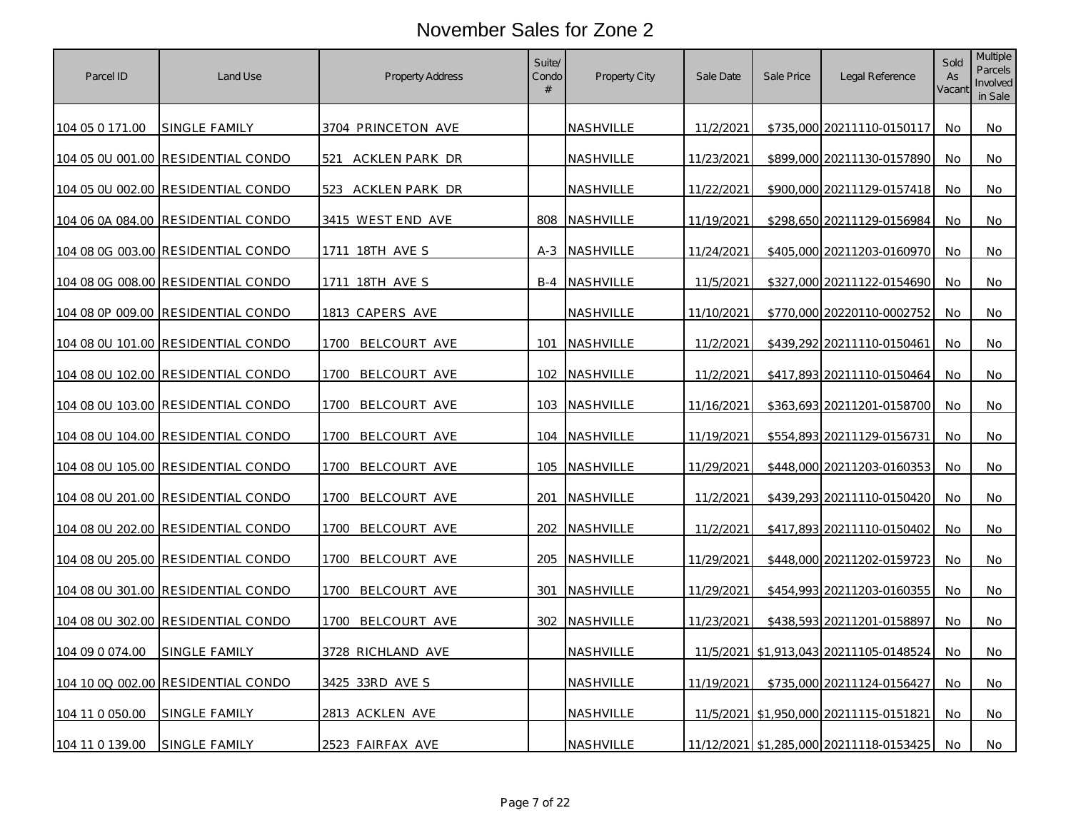# November Sales for Zone 2

| Parcel ID | Land Use | Property Address | Suite/ Condo # | Property City | Sale Date | Sale Price | Legal Reference | Sold As Vacant | Multiple Parcels Involved in Sale |
|---|---|---|---|---|---|---|---|---|---|
| 104 05 0 171.00 | SINGLE FAMILY | 3704 PRINCETON AVE | | NASHVILLE | 11/2/2021 | $735,000 | 20211110-0150117 | No | No |
| 104 05 0U 001.00 | RESIDENTIAL CONDO | 521 ACKLEN PARK DR | | NASHVILLE | 11/23/2021 | $899,000 | 20211130-0157890 | No | No |
| 104 05 0U 002.00 | RESIDENTIAL CONDO | 523 ACKLEN PARK DR | | NASHVILLE | 11/22/2021 | $900,000 | 20211129-0157418 | No | No |
| 104 06 0A 084.00 | RESIDENTIAL CONDO | 3415 WEST END AVE | 808 | NASHVILLE | 11/19/2021 | $298,650 | 20211129-0156984 | No | No |
| 104 08 0G 003.00 | RESIDENTIAL CONDO | 1711 18TH AVE S | A-3 | NASHVILLE | 11/24/2021 | $405,000 | 20211203-0160970 | No | No |
| 104 08 0G 008.00 | RESIDENTIAL CONDO | 1711 18TH AVE S | B-4 | NASHVILLE | 11/5/2021 | $327,000 | 20211122-0154690 | No | No |
| 104 08 0P 009.00 | RESIDENTIAL CONDO | 1813 CAPERS AVE | | NASHVILLE | 11/10/2021 | $770,000 | 20220110-0002752 | No | No |
| 104 08 0U 101.00 | RESIDENTIAL CONDO | 1700 BELCOURT AVE | 101 | NASHVILLE | 11/2/2021 | $439,292 | 20211110-0150461 | No | No |
| 104 08 0U 102.00 | RESIDENTIAL CONDO | 1700 BELCOURT AVE | 102 | NASHVILLE | 11/2/2021 | $417,893 | 20211110-0150464 | No | No |
| 104 08 0U 103.00 | RESIDENTIAL CONDO | 1700 BELCOURT AVE | 103 | NASHVILLE | 11/16/2021 | $363,693 | 20211201-0158700 | No | No |
| 104 08 0U 104.00 | RESIDENTIAL CONDO | 1700 BELCOURT AVE | 104 | NASHVILLE | 11/19/2021 | $554,893 | 20211129-0156731 | No | No |
| 104 08 0U 105.00 | RESIDENTIAL CONDO | 1700 BELCOURT AVE | 105 | NASHVILLE | 11/29/2021 | $448,000 | 20211203-0160353 | No | No |
| 104 08 0U 201.00 | RESIDENTIAL CONDO | 1700 BELCOURT AVE | 201 | NASHVILLE | 11/2/2021 | $439,293 | 20211110-0150420 | No | No |
| 104 08 0U 202.00 | RESIDENTIAL CONDO | 1700 BELCOURT AVE | 202 | NASHVILLE | 11/2/2021 | $417,893 | 20211110-0150402 | No | No |
| 104 08 0U 205.00 | RESIDENTIAL CONDO | 1700 BELCOURT AVE | 205 | NASHVILLE | 11/29/2021 | $448,000 | 20211202-0159723 | No | No |
| 104 08 0U 301.00 | RESIDENTIAL CONDO | 1700 BELCOURT AVE | 301 | NASHVILLE | 11/29/2021 | $454,993 | 20211203-0160355 | No | No |
| 104 08 0U 302.00 | RESIDENTIAL CONDO | 1700 BELCOURT AVE | 302 | NASHVILLE | 11/23/2021 | $438,593 | 20211201-0158897 | No | No |
| 104 09 0 074.00 | SINGLE FAMILY | 3728 RICHLAND AVE | | NASHVILLE | 11/5/2021 | $1,913,043 | 20211105-0148524 | No | No |
| 104 10 0Q 002.00 | RESIDENTIAL CONDO | 3425 33RD AVE S | | NASHVILLE | 11/19/2021 | $735,000 | 20211124-0156427 | No | No |
| 104 11 0 050.00 | SINGLE FAMILY | 2813 ACKLEN AVE | | NASHVILLE | 11/5/2021 | $1,950,000 | 20211115-0151821 | No | No |
| 104 11 0 139.00 | SINGLE FAMILY | 2523 FAIRFAX AVE | | NASHVILLE | 11/12/2021 | $1,285,000 | 20211118-0153425 | No | No |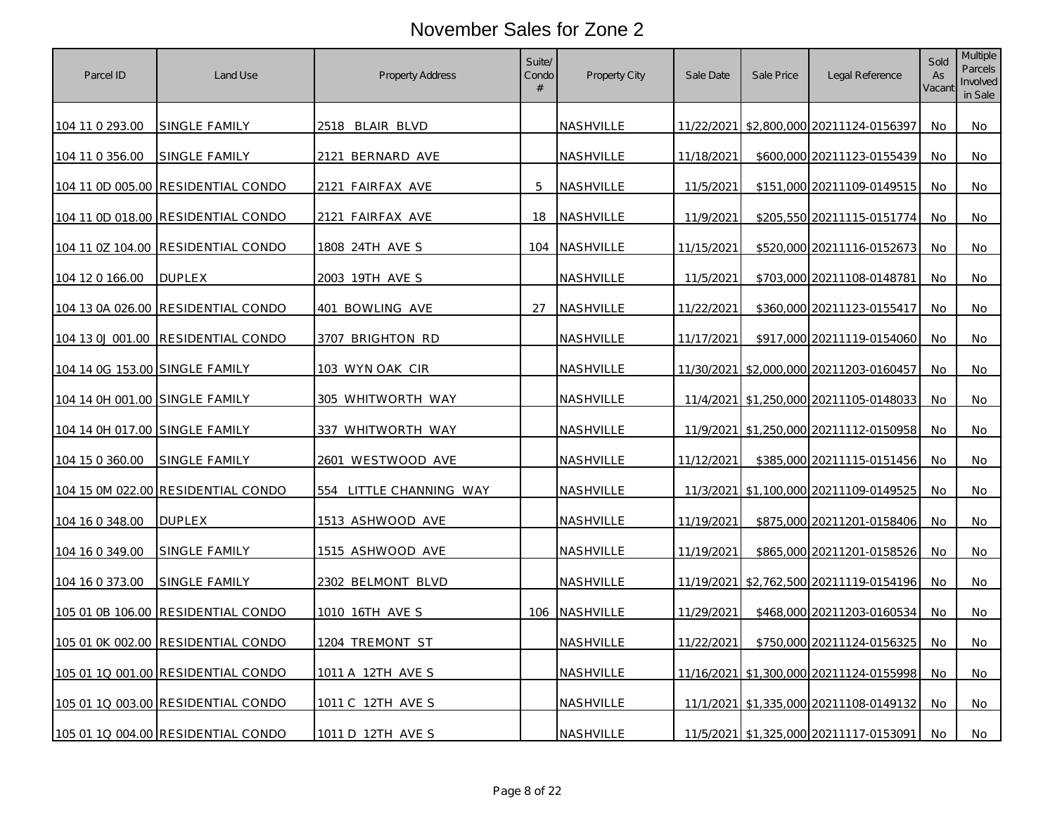# November Sales for Zone 2

| Parcel ID | Land Use | Property Address | Suite/ Condo # | Property City | Sale Date | Sale Price | Legal Reference | Sold As Vacant | Multiple Parcels Involved in Sale |
|---|---|---|---|---|---|---|---|---|---|
| 104 11 0 293.00 | SINGLE FAMILY | 2518 BLAIR BLVD | | NASHVILLE | 11/22/2021 | $2,800,000 | 20211124-0156397 | No | No |
| 104 11 0 356.00 | SINGLE FAMILY | 2121 BERNARD AVE | | NASHVILLE | 11/18/2021 | $600,000 | 20211123-0155439 | No | No |
| 104 11 0D 005.00 | RESIDENTIAL CONDO | 2121 FAIRFAX AVE | 5 | NASHVILLE | 11/5/2021 | $151,000 | 20211109-0149515 | No | No |
| 104 11 0D 018.00 | RESIDENTIAL CONDO | 2121 FAIRFAX AVE | 18 | NASHVILLE | 11/9/2021 | $205,550 | 20211115-0151774 | No | No |
| 104 11 0Z 104.00 | RESIDENTIAL CONDO | 1808 24TH AVE S | 104 | NASHVILLE | 11/15/2021 | $520,000 | 20211116-0152673 | No | No |
| 104 12 0 166.00 | DUPLEX | 2003 19TH AVE S | | NASHVILLE | 11/5/2021 | $703,000 | 20211108-0148781 | No | No |
| 104 13 0A 026.00 | RESIDENTIAL CONDO | 401 BOWLING AVE | 27 | NASHVILLE | 11/22/2021 | $360,000 | 20211123-0155417 | No | No |
| 104 13 0J 001.00 | RESIDENTIAL CONDO | 3707 BRIGHTON RD | | NASHVILLE | 11/17/2021 | $917,000 | 20211119-0154060 | No | No |
| 104 14 0G 153.00 | SINGLE FAMILY | 103 WYN OAK CIR | | NASHVILLE | 11/30/2021 | $2,000,000 | 20211203-0160457 | No | No |
| 104 14 0H 001.00 | SINGLE FAMILY | 305 WHITWORTH WAY | | NASHVILLE | 11/4/2021 | $1,250,000 | 20211105-0148033 | No | No |
| 104 14 0H 017.00 | SINGLE FAMILY | 337 WHITWORTH WAY | | NASHVILLE | 11/9/2021 | $1,250,000 | 20211112-0150958 | No | No |
| 104 15 0 360.00 | SINGLE FAMILY | 2601 WESTWOOD AVE | | NASHVILLE | 11/12/2021 | $385,000 | 20211115-0151456 | No | No |
| 104 15 0M 022.00 | RESIDENTIAL CONDO | 554 LITTLE CHANNING WAY | | NASHVILLE | 11/3/2021 | $1,100,000 | 20211109-0149525 | No | No |
| 104 16 0 348.00 | DUPLEX | 1513 ASHWOOD AVE | | NASHVILLE | 11/19/2021 | $875,000 | 20211201-0158406 | No | No |
| 104 16 0 349.00 | SINGLE FAMILY | 1515 ASHWOOD AVE | | NASHVILLE | 11/19/2021 | $865,000 | 20211201-0158526 | No | No |
| 104 16 0 373.00 | SINGLE FAMILY | 2302 BELMONT BLVD | | NASHVILLE | 11/19/2021 | $2,762,500 | 20211119-0154196 | No | No |
| 105 01 0B 106.00 | RESIDENTIAL CONDO | 1010 16TH AVE S | 106 | NASHVILLE | 11/29/2021 | $468,000 | 20211203-0160534 | No | No |
| 105 01 0K 002.00 | RESIDENTIAL CONDO | 1204 TREMONT ST | | NASHVILLE | 11/22/2021 | $750,000 | 20211124-0156325 | No | No |
| 105 01 1Q 001.00 | RESIDENTIAL CONDO | 1011 A 12TH AVE S | | NASHVILLE | 11/16/2021 | $1,300,000 | 20211124-0155998 | No | No |
| 105 01 1Q 003.00 | RESIDENTIAL CONDO | 1011 C 12TH AVE S | | NASHVILLE | 11/1/2021 | $1,335,000 | 20211108-0149132 | No | No |
| 105 01 1Q 004.00 | RESIDENTIAL CONDO | 1011 D 12TH AVE S | | NASHVILLE | 11/5/2021 | $1,325,000 | 20211117-0153091 | No | No |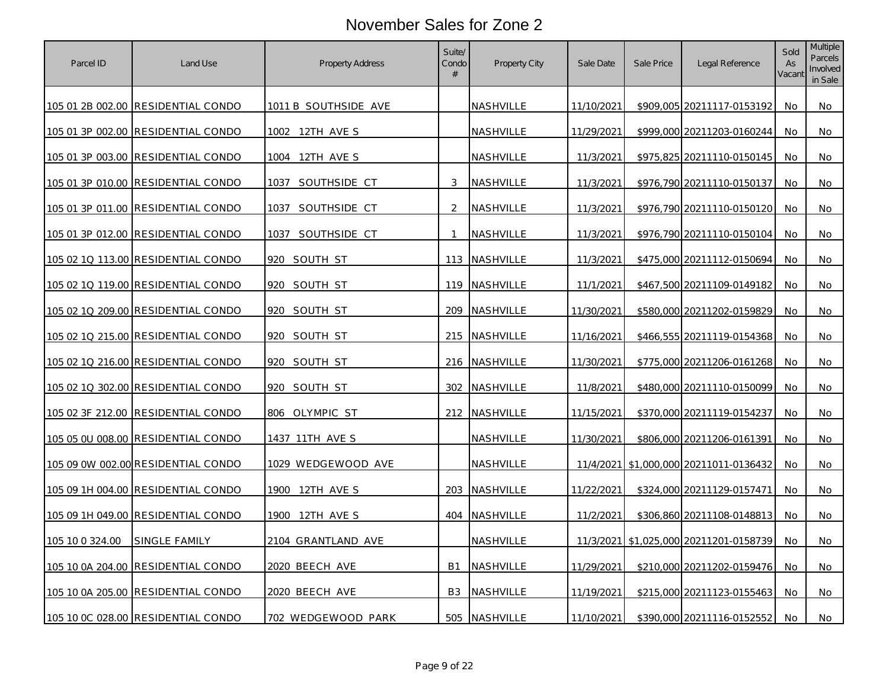# November Sales for Zone 2

| Parcel ID | Land Use | Property Address | Suite/ Condo # | Property City | Sale Date | Sale Price | Legal Reference | Sold As Vacant | Multiple Parcels Involved in Sale |
|---|---|---|---|---|---|---|---|---|---|
| 105 01 2B 002.00 | RESIDENTIAL CONDO | 1011 B SOUTHSIDE AVE | | NASHVILLE | 11/10/2021 | $909,005 | 20211117-0153192 | No | No |
| 105 01 3P 002.00 | RESIDENTIAL CONDO | 1002 12TH AVE S | | NASHVILLE | 11/29/2021 | $999,000 | 20211203-0160244 | No | No |
| 105 01 3P 003.00 | RESIDENTIAL CONDO | 1004 12TH AVE S | | NASHVILLE | 11/3/2021 | $975,825 | 20211110-0150145 | No | No |
| 105 01 3P 010.00 | RESIDENTIAL CONDO | 1037 SOUTHSIDE CT | 3 | NASHVILLE | 11/3/2021 | $976,790 | 20211110-0150137 | No | No |
| 105 01 3P 011.00 | RESIDENTIAL CONDO | 1037 SOUTHSIDE CT | 2 | NASHVILLE | 11/3/2021 | $976,790 | 20211110-0150120 | No | No |
| 105 01 3P 012.00 | RESIDENTIAL CONDO | 1037 SOUTHSIDE CT | 1 | NASHVILLE | 11/3/2021 | $976,790 | 20211110-0150104 | No | No |
| 105 02 1Q 113.00 | RESIDENTIAL CONDO | 920 SOUTH ST | 113 | NASHVILLE | 11/3/2021 | $475,000 | 20211112-0150694 | No | No |
| 105 02 1Q 119.00 | RESIDENTIAL CONDO | 920 SOUTH ST | 119 | NASHVILLE | 11/1/2021 | $467,500 | 20211109-0149182 | No | No |
| 105 02 1Q 209.00 | RESIDENTIAL CONDO | 920 SOUTH ST | 209 | NASHVILLE | 11/30/2021 | $580,000 | 20211202-0159829 | No | No |
| 105 02 1Q 215.00 | RESIDENTIAL CONDO | 920 SOUTH ST | 215 | NASHVILLE | 11/16/2021 | $466,555 | 20211119-0154368 | No | No |
| 105 02 1Q 216.00 | RESIDENTIAL CONDO | 920 SOUTH ST | 216 | NASHVILLE | 11/30/2021 | $775,000 | 20211206-0161268 | No | No |
| 105 02 1Q 302.00 | RESIDENTIAL CONDO | 920 SOUTH ST | 302 | NASHVILLE | 11/8/2021 | $480,000 | 20211110-0150099 | No | No |
| 105 02 3F 212.00 | RESIDENTIAL CONDO | 806 OLYMPIC ST | 212 | NASHVILLE | 11/15/2021 | $370,000 | 20211119-0154237 | No | No |
| 105 05 0U 008.00 | RESIDENTIAL CONDO | 1437 11TH AVE S | | NASHVILLE | 11/30/2021 | $806,000 | 20211206-0161391 | No | No |
| 105 09 0W 002.00 | RESIDENTIAL CONDO | 1029 WEDGEWOOD AVE | | NASHVILLE | 11/4/2021 | $1,000,000 | 20211011-0136432 | No | No |
| 105 09 1H 004.00 | RESIDENTIAL CONDO | 1900 12TH AVE S | 203 | NASHVILLE | 11/22/2021 | $324,000 | 20211129-0157471 | No | No |
| 105 09 1H 049.00 | RESIDENTIAL CONDO | 1900 12TH AVE S | 404 | NASHVILLE | 11/2/2021 | $306,860 | 20211108-0148813 | No | No |
| 105 10 0 324.00 | SINGLE FAMILY | 2104 GRANTLAND AVE | | NASHVILLE | 11/3/2021 | $1,025,000 | 20211201-0158739 | No | No |
| 105 10 0A 204.00 | RESIDENTIAL CONDO | 2020 BEECH AVE | B1 | NASHVILLE | 11/29/2021 | $210,000 | 20211202-0159476 | No | No |
| 105 10 0A 205.00 | RESIDENTIAL CONDO | 2020 BEECH AVE | B3 | NASHVILLE | 11/19/2021 | $215,000 | 20211123-0155463 | No | No |
| 105 10 0C 028.00 | RESIDENTIAL CONDO | 702 WEDGEWOOD PARK | 505 | NASHVILLE | 11/10/2021 | $390,000 | 20211116-0152552 | No | No |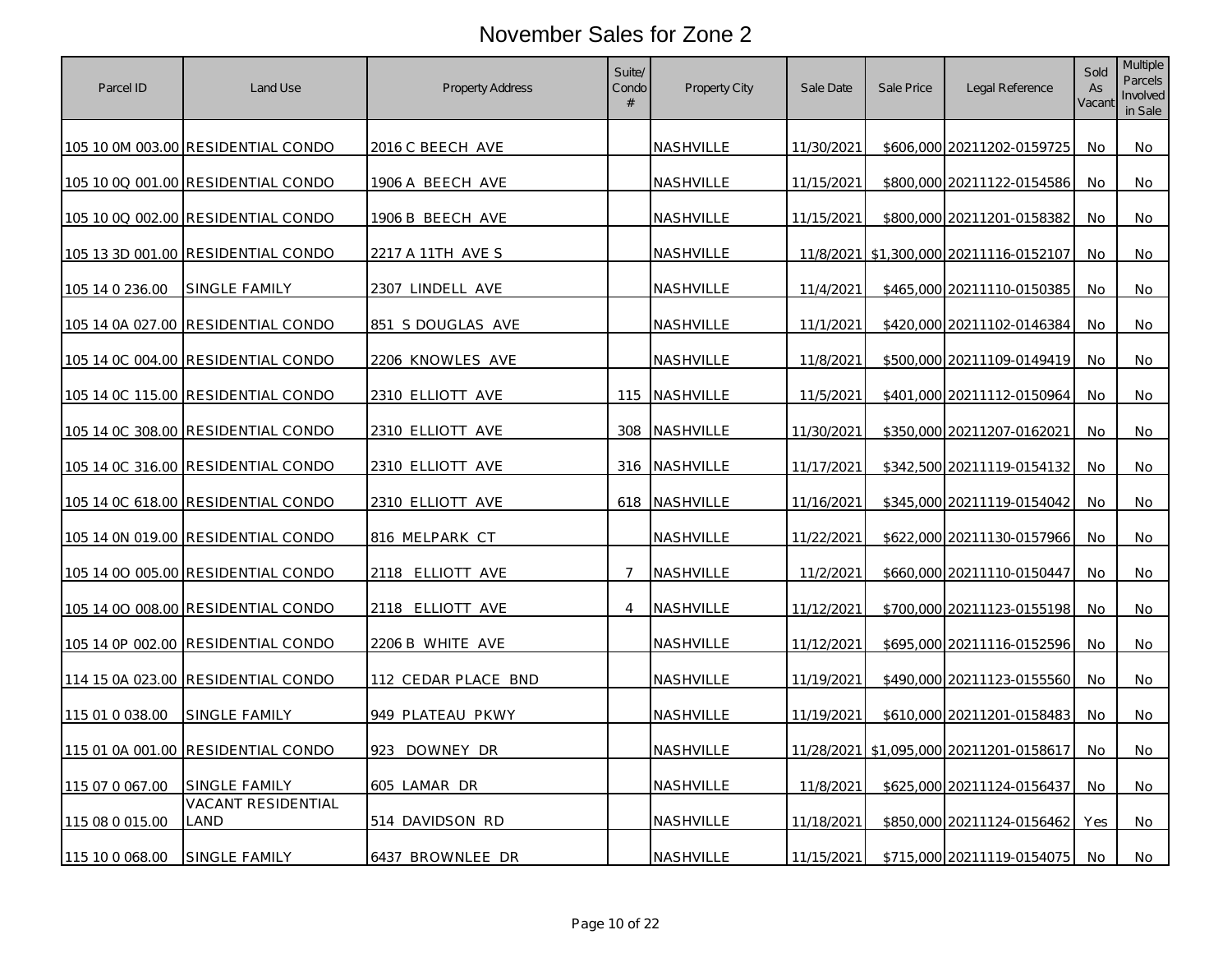# November Sales for Zone 2

| Parcel ID | Land Use | Property Address | Suite/ Condo # | Property City | Sale Date | Sale Price | Legal Reference | Sold As Vacant | Multiple Parcels Involved in Sale |
|---|---|---|---|---|---|---|---|---|---|
| 105 10 0M 003.00 | RESIDENTIAL CONDO | 2016 C BEECH AVE | | NASHVILLE | 11/30/2021 | $606,000 | 20211202-0159725 | No | No |
| 105 10 0Q 001.00 | RESIDENTIAL CONDO | 1906 A BEECH AVE | | NASHVILLE | 11/15/2021 | $800,000 | 20211122-0154586 | No | No |
| 105 10 0Q 002.00 | RESIDENTIAL CONDO | 1906 B BEECH AVE | | NASHVILLE | 11/15/2021 | $800,000 | 20211201-0158382 | No | No |
| 105 13 3D 001.00 | RESIDENTIAL CONDO | 2217 A 11TH AVE S | | NASHVILLE | 11/8/2021 | $1,300,000 | 20211116-0152107 | No | No |
| 105 14 0 236.00 | SINGLE FAMILY | 2307 LINDELL AVE | | NASHVILLE | 11/4/2021 | $465,000 | 20211110-0150385 | No | No |
| 105 14 0A 027.00 | RESIDENTIAL CONDO | 851 S DOUGLAS AVE | | NASHVILLE | 11/1/2021 | $420,000 | 20211102-0146384 | No | No |
| 105 14 0C 004.00 | RESIDENTIAL CONDO | 2206 KNOWLES AVE | | NASHVILLE | 11/8/2021 | $500,000 | 20211109-0149419 | No | No |
| 105 14 0C 115.00 | RESIDENTIAL CONDO | 2310 ELLIOTT AVE | 115 | NASHVILLE | 11/5/2021 | $401,000 | 20211112-0150964 | No | No |
| 105 14 0C 308.00 | RESIDENTIAL CONDO | 2310 ELLIOTT AVE | 308 | NASHVILLE | 11/30/2021 | $350,000 | 20211207-0162021 | No | No |
| 105 14 0C 316.00 | RESIDENTIAL CONDO | 2310 ELLIOTT AVE | 316 | NASHVILLE | 11/17/2021 | $342,500 | 20211119-0154132 | No | No |
| 105 14 0C 618.00 | RESIDENTIAL CONDO | 2310 ELLIOTT AVE | 618 | NASHVILLE | 11/16/2021 | $345,000 | 20211119-0154042 | No | No |
| 105 14 0N 019.00 | RESIDENTIAL CONDO | 816 MELPARK CT | | NASHVILLE | 11/22/2021 | $622,000 | 20211130-0157966 | No | No |
| 105 14 0O 005.00 | RESIDENTIAL CONDO | 2118 ELLIOTT AVE | 7 | NASHVILLE | 11/2/2021 | $660,000 | 20211110-0150447 | No | No |
| 105 14 0O 008.00 | RESIDENTIAL CONDO | 2118 ELLIOTT AVE | 4 | NASHVILLE | 11/12/2021 | $700,000 | 20211123-0155198 | No | No |
| 105 14 0P 002.00 | RESIDENTIAL CONDO | 2206 B WHITE AVE | | NASHVILLE | 11/12/2021 | $695,000 | 20211116-0152596 | No | No |
| 114 15 0A 023.00 | RESIDENTIAL CONDO | 112 CEDAR PLACE BND | | NASHVILLE | 11/19/2021 | $490,000 | 20211123-0155560 | No | No |
| 115 01 0 038.00 | SINGLE FAMILY | 949 PLATEAU PKWY | | NASHVILLE | 11/19/2021 | $610,000 | 20211201-0158483 | No | No |
| 115 01 0A 001.00 | RESIDENTIAL CONDO | 923 DOWNEY DR | | NASHVILLE | 11/28/2021 | $1,095,000 | 20211201-0158617 | No | No |
| 115 07 0 067.00 | SINGLE FAMILY | 605 LAMAR DR | | NASHVILLE | 11/8/2021 | $625,000 | 20211124-0156437 | No | No |
| 115 08 0 015.00 | VACANT RESIDENTIAL LAND | 514 DAVIDSON RD | | NASHVILLE | 11/18/2021 | $850,000 | 20211124-0156462 | Yes | No |
| 115 10 0 068.00 | SINGLE FAMILY | 6437 BROWNLEE DR | | NASHVILLE | 11/15/2021 | $715,000 | 20211119-0154075 | No | No |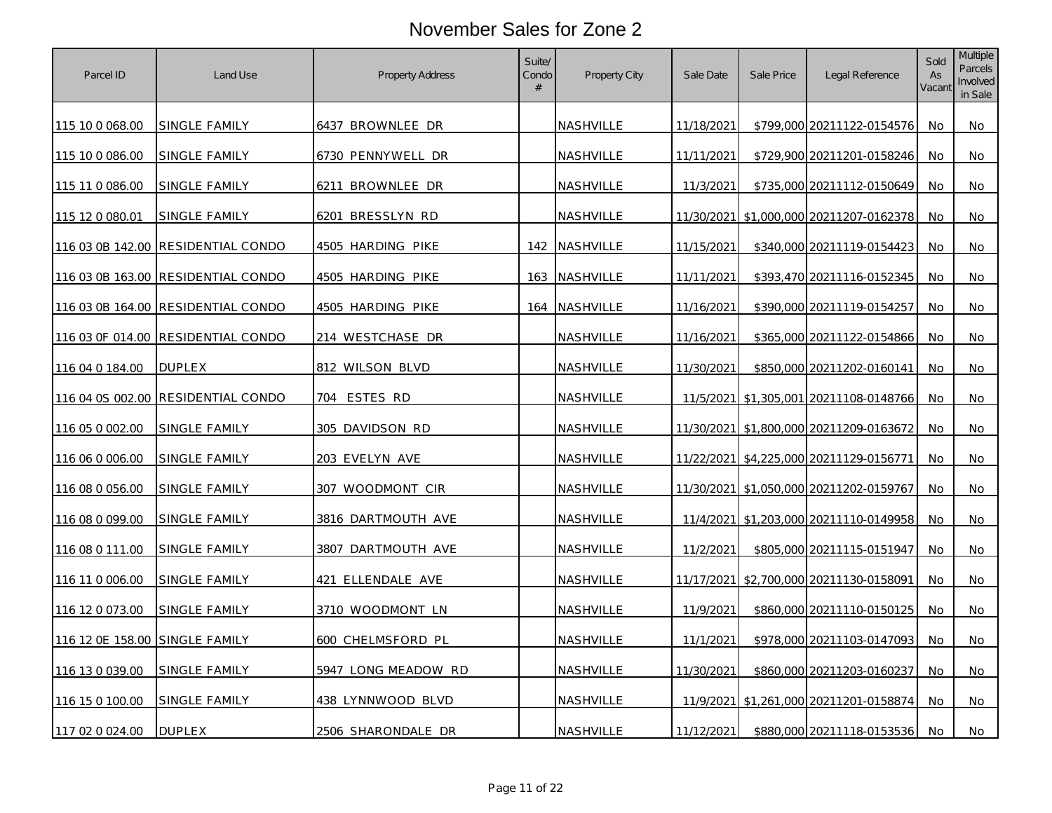# November Sales for Zone 2

| Parcel ID | Land Use | Property Address | Suite/ Condo # | Property City | Sale Date | Sale Price | Legal Reference | Sold As Vacant | Multiple Parcels Involved in Sale |
|---|---|---|---|---|---|---|---|---|---|
| 115 10 0 068.00 | SINGLE FAMILY | 6437 BROWNLEE DR | | NASHVILLE | 11/18/2021 | $799,000 | 20211122-0154576 | No | No |
| 115 10 0 086.00 | SINGLE FAMILY | 6730 PENNYWELL DR | | NASHVILLE | 11/11/2021 | $729,900 | 20211201-0158246 | No | No |
| 115 11 0 086.00 | SINGLE FAMILY | 6211 BROWNLEE DR | | NASHVILLE | 11/3/2021 | $735,000 | 20211112-0150649 | No | No |
| 115 12 0 080.01 | SINGLE FAMILY | 6201 BRESSLYN RD | | NASHVILLE | 11/30/2021 | $1,000,000 | 20211207-0162378 | No | No |
| 116 03 0B 142.00 | RESIDENTIAL CONDO | 4505 HARDING PIKE | 142 | NASHVILLE | 11/15/2021 | $340,000 | 20211119-0154423 | No | No |
| 116 03 0B 163.00 | RESIDENTIAL CONDO | 4505 HARDING PIKE | 163 | NASHVILLE | 11/11/2021 | $393,470 | 20211116-0152345 | No | No |
| 116 03 0B 164.00 | RESIDENTIAL CONDO | 4505 HARDING PIKE | 164 | NASHVILLE | 11/16/2021 | $390,000 | 20211119-0154257 | No | No |
| 116 03 0F 014.00 | RESIDENTIAL CONDO | 214 WESTCHASE DR | | NASHVILLE | 11/16/2021 | $365,000 | 20211122-0154866 | No | No |
| 116 04 0 184.00 | DUPLEX | 812 WILSON BLVD | | NASHVILLE | 11/30/2021 | $850,000 | 20211202-0160141 | No | No |
| 116 04 0S 002.00 | RESIDENTIAL CONDO | 704 ESTES RD | | NASHVILLE | 11/5/2021 | $1,305,001 | 20211108-0148766 | No | No |
| 116 05 0 002.00 | SINGLE FAMILY | 305 DAVIDSON RD | | NASHVILLE | 11/30/2021 | $1,800,000 | 20211209-0163672 | No | No |
| 116 06 0 006.00 | SINGLE FAMILY | 203 EVELYN AVE | | NASHVILLE | 11/22/2021 | $4,225,000 | 20211129-0156771 | No | No |
| 116 08 0 056.00 | SINGLE FAMILY | 307 WOODMONT CIR | | NASHVILLE | 11/30/2021 | $1,050,000 | 20211202-0159767 | No | No |
| 116 08 0 099.00 | SINGLE FAMILY | 3816 DARTMOUTH AVE | | NASHVILLE | 11/4/2021 | $1,203,000 | 20211110-0149958 | No | No |
| 116 08 0 111.00 | SINGLE FAMILY | 3807 DARTMOUTH AVE | | NASHVILLE | 11/2/2021 | $805,000 | 20211115-0151947 | No | No |
| 116 11 0 006.00 | SINGLE FAMILY | 421 ELLENDALE AVE | | NASHVILLE | 11/17/2021 | $2,700,000 | 20211130-0158091 | No | No |
| 116 12 0 073.00 | SINGLE FAMILY | 3710 WOODMONT LN | | NASHVILLE | 11/9/2021 | $860,000 | 20211110-0150125 | No | No |
| 116 12 0E 158.00 | SINGLE FAMILY | 600 CHELMSFORD PL | | NASHVILLE | 11/1/2021 | $978,000 | 20211103-0147093 | No | No |
| 116 13 0 039.00 | SINGLE FAMILY | 5947 LONG MEADOW RD | | NASHVILLE | 11/30/2021 | $860,000 | 20211203-0160237 | No | No |
| 116 15 0 100.00 | SINGLE FAMILY | 438 LYNNWOOD BLVD | | NASHVILLE | 11/9/2021 | $1,261,000 | 20211201-0158874 | No | No |
| 117 02 0 024.00 | DUPLEX | 2506 SHARONDALE DR | | NASHVILLE | 11/12/2021 | $880,000 | 20211118-0153536 | No | No |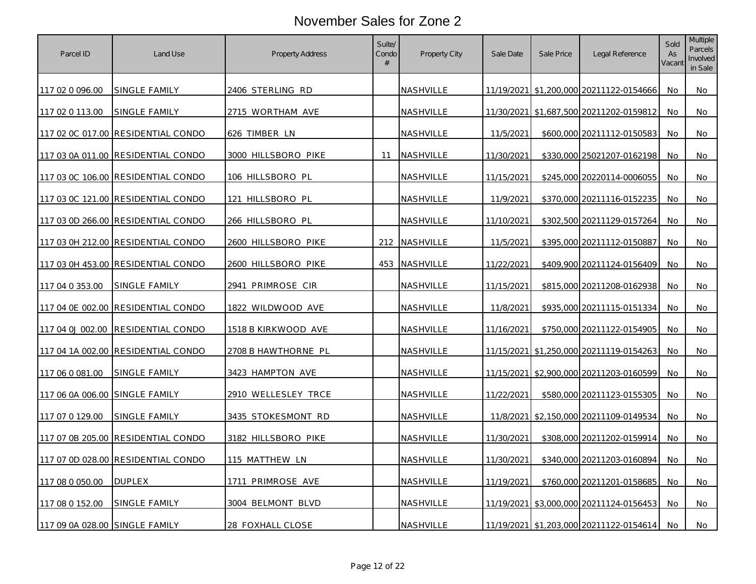# November Sales for Zone 2

| Parcel ID | Land Use | Property Address | Suite/ Condo # | Property City | Sale Date | Sale Price | Legal Reference | Sold As Vacant | Multiple Parcels Involved in Sale |
|---|---|---|---|---|---|---|---|---|---|
| 117 02 0 096.00 | SINGLE FAMILY | 2406 STERLING RD | | NASHVILLE | 11/19/2021 | $1,200,000 | 20211122-0154666 | No | No |
| 117 02 0 113.00 | SINGLE FAMILY | 2715 WORTHAM AVE | | NASHVILLE | 11/30/2021 | $1,687,500 | 20211202-0159812 | No | No |
| 117 02 0C 017.00 | RESIDENTIAL CONDO | 626 TIMBER LN | | NASHVILLE | 11/5/2021 | $600,000 | 20211112-0150583 | No | No |
| 117 03 0A 011.00 | RESIDENTIAL CONDO | 3000 HILLSBORO PIKE | 11 | NASHVILLE | 11/30/2021 | $330,000 | 25021207-0162198 | No | No |
| 117 03 0C 106.00 | RESIDENTIAL CONDO | 106 HILLSBORO PL | | NASHVILLE | 11/15/2021 | $245,000 | 20220114-0006055 | No | No |
| 117 03 0C 121.00 | RESIDENTIAL CONDO | 121 HILLSBORO PL | | NASHVILLE | 11/9/2021 | $370,000 | 20211116-0152235 | No | No |
| 117 03 0D 266.00 | RESIDENTIAL CONDO | 266 HILLSBORO PL | | NASHVILLE | 11/10/2021 | $302,500 | 20211129-0157264 | No | No |
| 117 03 0H 212.00 | RESIDENTIAL CONDO | 2600 HILLSBORO PIKE | 212 | NASHVILLE | 11/5/2021 | $395,000 | 20211112-0150887 | No | No |
| 117 03 0H 453.00 | RESIDENTIAL CONDO | 2600 HILLSBORO PIKE | 453 | NASHVILLE | 11/22/2021 | $409,900 | 20211124-0156409 | No | No |
| 117 04 0 353.00 | SINGLE FAMILY | 2941 PRIMROSE CIR | | NASHVILLE | 11/15/2021 | $815,000 | 20211208-0162938 | No | No |
| 117 04 0E 002.00 | RESIDENTIAL CONDO | 1822 WILDWOOD AVE | | NASHVILLE | 11/8/2021 | $935,000 | 20211115-0151334 | No | No |
| 117 04 0J 002.00 | RESIDENTIAL CONDO | 1518 B KIRKWOOD AVE | | NASHVILLE | 11/16/2021 | $750,000 | 20211122-0154905 | No | No |
| 117 04 1A 002.00 | RESIDENTIAL CONDO | 2708 B HAWTHORNE PL | | NASHVILLE | 11/15/2021 | $1,250,000 | 20211119-0154263 | No | No |
| 117 06 0 081.00 | SINGLE FAMILY | 3423 HAMPTON AVE | | NASHVILLE | 11/15/2021 | $2,900,000 | 20211203-0160599 | No | No |
| 117 06 0A 006.00 | SINGLE FAMILY | 2910 WELLESLEY TRCE | | NASHVILLE | 11/22/2021 | $580,000 | 20211123-0155305 | No | No |
| 117 07 0 129.00 | SINGLE FAMILY | 3435 STOKESMONT RD | | NASHVILLE | 11/8/2021 | $2,150,000 | 20211109-0149534 | No | No |
| 117 07 0B 205.00 | RESIDENTIAL CONDO | 3182 HILLSBORO PIKE | | NASHVILLE | 11/30/2021 | $308,000 | 20211202-0159914 | No | No |
| 117 07 0D 028.00 | RESIDENTIAL CONDO | 115 MATTHEW LN | | NASHVILLE | 11/30/2021 | $340,000 | 20211203-0160894 | No | No |
| 117 08 0 050.00 | DUPLEX | 1711 PRIMROSE AVE | | NASHVILLE | 11/19/2021 | $760,000 | 20211201-0158685 | No | No |
| 117 08 0 152.00 | SINGLE FAMILY | 3004 BELMONT BLVD | | NASHVILLE | 11/19/2021 | $3,000,000 | 20211124-0156453 | No | No |
| 117 09 0A 028.00 | SINGLE FAMILY | 28 FOXHALL CLOSE | | NASHVILLE | 11/19/2021 | $1,203,000 | 20211122-0154614 | No | No |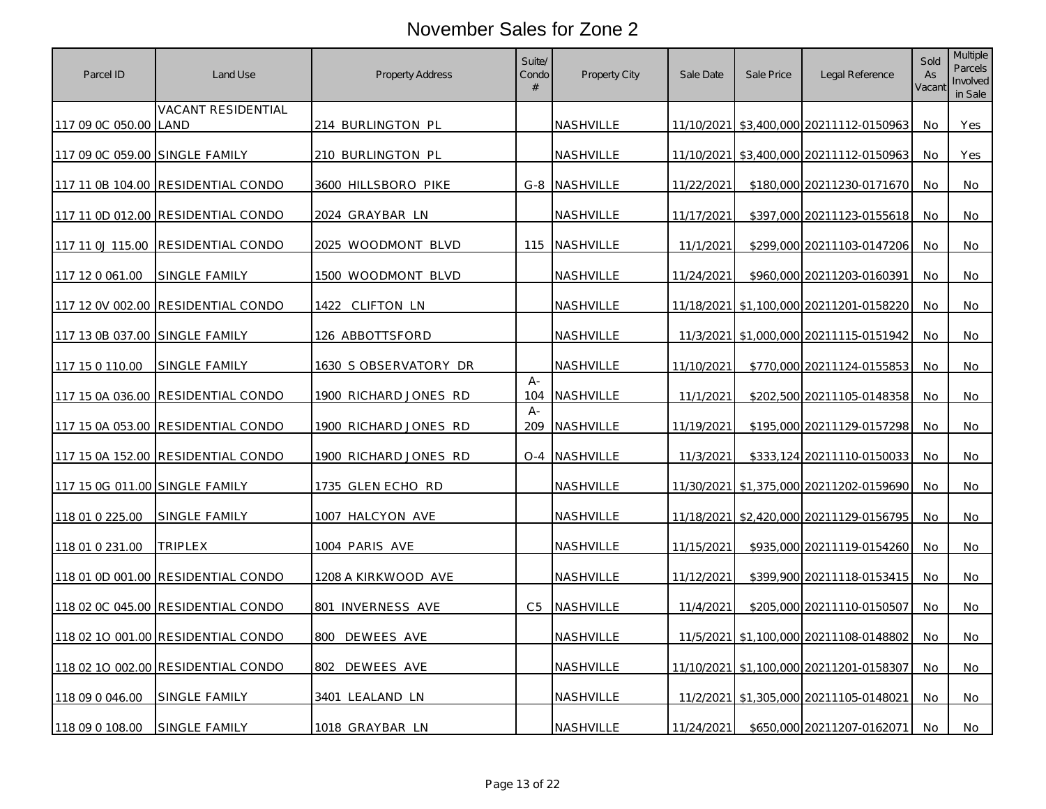# November Sales for Zone 2

| Parcel ID | Land Use | Property Address | Suite/ Condo # | Property City | Sale Date | Sale Price | Legal Reference | Sold As Vacant | Multiple Parcels Involved in Sale |
|---|---|---|---|---|---|---|---|---|---|
| 117 09 0C 050.00 | VACANT RESIDENTIAL LAND | 214 BURLINGTON PL | | NASHVILLE | 11/10/2021 | $3,400,000 | 20211112-0150963 | No | Yes |
| 117 09 0C 059.00 | SINGLE FAMILY | 210 BURLINGTON PL | | NASHVILLE | 11/10/2021 | $3,400,000 | 20211112-0150963 | No | Yes |
| 117 11 0B 104.00 | RESIDENTIAL CONDO | 3600 HILLSBORO PIKE | G-8 | NASHVILLE | 11/22/2021 | $180,000 | 20211230-0171670 | No | No |
| 117 11 0D 012.00 | RESIDENTIAL CONDO | 2024 GRAYBAR LN | | NASHVILLE | 11/17/2021 | $397,000 | 20211123-0155618 | No | No |
| 117 11 0J 115.00 | RESIDENTIAL CONDO | 2025 WOODMONT BLVD | 115 | NASHVILLE | 11/1/2021 | $299,000 | 20211103-0147206 | No | No |
| 117 12 0 061.00 | SINGLE FAMILY | 1500 WOODMONT BLVD | | NASHVILLE | 11/24/2021 | $960,000 | 20211203-0160391 | No | No |
| 117 12 0V 002.00 | RESIDENTIAL CONDO | 1422 CLIFTON LN | | NASHVILLE | 11/18/2021 | $1,100,000 | 20211201-0158220 | No | No |
| 117 13 0B 037.00 | SINGLE FAMILY | 126 ABBOTTSFORD | | NASHVILLE | 11/3/2021 | $1,000,000 | 20211115-0151942 | No | No |
| 117 15 0 110.00 | SINGLE FAMILY | 1630 S OBSERVATORY DR | | NASHVILLE | 11/10/2021 | $770,000 | 20211124-0155853 | No | No |
| 117 15 0A 036.00 | RESIDENTIAL CONDO | 1900 RICHARD JONES RD | A-104 | NASHVILLE | 11/1/2021 | $202,500 | 20211105-0148358 | No | No |
| 117 15 0A 053.00 | RESIDENTIAL CONDO | 1900 RICHARD JONES RD | A-209 | NASHVILLE | 11/19/2021 | $195,000 | 20211129-0157298 | No | No |
| 117 15 0A 152.00 | RESIDENTIAL CONDO | 1900 RICHARD JONES RD | O-4 | NASHVILLE | 11/3/2021 | $333,124 | 20211110-0150033 | No | No |
| 117 15 0G 011.00 | SINGLE FAMILY | 1735 GLEN ECHO RD | | NASHVILLE | 11/30/2021 | $1,375,000 | 20211202-0159690 | No | No |
| 118 01 0 225.00 | SINGLE FAMILY | 1007 HALCYON AVE | | NASHVILLE | 11/18/2021 | $2,420,000 | 20211129-0156795 | No | No |
| 118 01 0 231.00 | TRIPLEX | 1004 PARIS AVE | | NASHVILLE | 11/15/2021 | $935,000 | 20211119-0154260 | No | No |
| 118 01 0D 001.00 | RESIDENTIAL CONDO | 1208 A KIRKWOOD AVE | | NASHVILLE | 11/12/2021 | $399,900 | 20211118-0153415 | No | No |
| 118 02 0C 045.00 | RESIDENTIAL CONDO | 801 INVERNESS AVE | C5 | NASHVILLE | 11/4/2021 | $205,000 | 20211110-0150507 | No | No |
| 118 02 1O 001.00 | RESIDENTIAL CONDO | 800 DEWEES AVE | | NASHVILLE | 11/5/2021 | $1,100,000 | 20211108-0148802 | No | No |
| 118 02 1O 002.00 | RESIDENTIAL CONDO | 802 DEWEES AVE | | NASHVILLE | 11/10/2021 | $1,100,000 | 20211201-0158307 | No | No |
| 118 09 0 046.00 | SINGLE FAMILY | 3401 LEALAND LN | | NASHVILLE | 11/2/2021 | $1,305,000 | 20211105-0148021 | No | No |
| 118 09 0 108.00 | SINGLE FAMILY | 1018 GRAYBAR LN | | NASHVILLE | 11/24/2021 | $650,000 | 20211207-0162071 | No | No |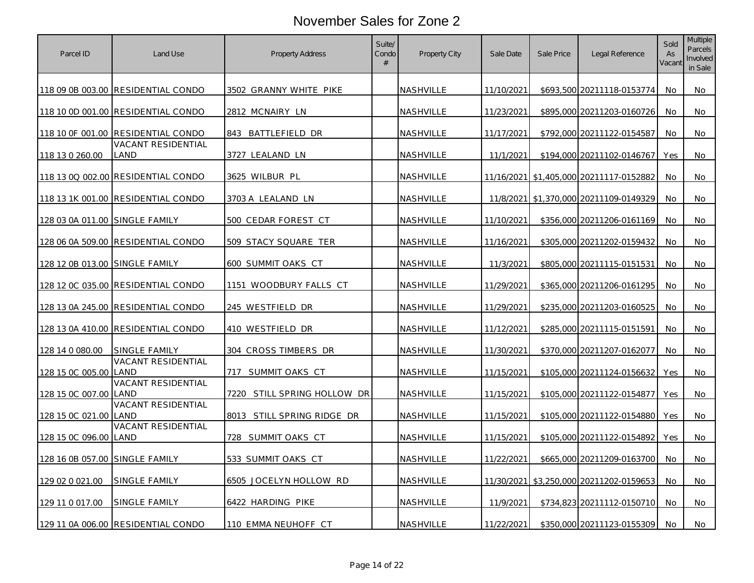# November Sales for Zone 2

| Parcel ID | Land Use | Property Address | Suite/ Condo # | Property City | Sale Date | Sale Price | Legal Reference | Sold As Vacant | Multiple Parcels Involved in Sale |
|---|---|---|---|---|---|---|---|---|---|
| 118 09 0B 003.00 | RESIDENTIAL CONDO | 3502 GRANNY WHITE PIKE | | NASHVILLE | 11/10/2021 | $693,500 | 20211118-0153774 | No | No |
| 118 10 0D 001.00 | RESIDENTIAL CONDO | 2812 MCNAIRY LN | | NASHVILLE | 11/23/2021 | $895,000 | 20211203-0160726 | No | No |
| 118 10 0F 001.00 | RESIDENTIAL CONDO | 843 BATTLEFIELD DR | | NASHVILLE | 11/17/2021 | $792,000 | 20211122-0154587 | No | No |
| 118 13 0 260.00 | VACANT RESIDENTIAL LAND | 3727 LEALAND LN | | NASHVILLE | 11/1/2021 | $194,000 | 20211102-0146767 | Yes | No |
| 118 13 0Q 002.00 | RESIDENTIAL CONDO | 3625 WILBUR PL | | NASHVILLE | 11/16/2021 | $1,405,000 | 20211117-0152882 | No | No |
| 118 13 1K 001.00 | RESIDENTIAL CONDO | 3703 A LEALAND LN | | NASHVILLE | 11/8/2021 | $1,370,000 | 20211109-0149329 | No | No |
| 128 03 0A 011.00 | SINGLE FAMILY | 500 CEDAR FOREST CT | | NASHVILLE | 11/10/2021 | $356,000 | 20211206-0161169 | No | No |
| 128 06 0A 509.00 | RESIDENTIAL CONDO | 509 STACY SQUARE TER | | NASHVILLE | 11/16/2021 | $305,000 | 20211202-0159432 | No | No |
| 128 12 0B 013.00 | SINGLE FAMILY | 600 SUMMIT OAKS CT | | NASHVILLE | 11/3/2021 | $805,000 | 20211115-0151531 | No | No |
| 128 12 0C 035.00 | RESIDENTIAL CONDO | 1151 WOODBURY FALLS CT | | NASHVILLE | 11/29/2021 | $365,000 | 20211206-0161295 | No | No |
| 128 13 0A 245.00 | RESIDENTIAL CONDO | 245 WESTFIELD DR | | NASHVILLE | 11/29/2021 | $235,000 | 20211203-0160525 | No | No |
| 128 13 0A 410.00 | RESIDENTIAL CONDO | 410 WESTFIELD DR | | NASHVILLE | 11/12/2021 | $285,000 | 20211115-0151591 | No | No |
| 128 14 0 080.00 | SINGLE FAMILY | 304 CROSS TIMBERS DR | | NASHVILLE | 11/30/2021 | $370,000 | 20211207-0162077 | No | No |
| 128 15 0C 005.00 | VACANT RESIDENTIAL LAND | 717 SUMMIT OAKS CT | | NASHVILLE | 11/15/2021 | $105,000 | 20211124-0156632 | Yes | No |
| 128 15 0C 007.00 | VACANT RESIDENTIAL LAND | 7220 STILL SPRING HOLLOW DR | | NASHVILLE | 11/15/2021 | $105,000 | 20211122-0154877 | Yes | No |
| 128 15 0C 021.00 | VACANT RESIDENTIAL LAND | 8013 STILL SPRING RIDGE DR | | NASHVILLE | 11/15/2021 | $105,000 | 20211122-0154880 | Yes | No |
| 128 15 0C 096.00 | VACANT RESIDENTIAL LAND | 728 SUMMIT OAKS CT | | NASHVILLE | 11/15/2021 | $105,000 | 20211122-0154892 | Yes | No |
| 128 16 0B 057.00 | SINGLE FAMILY | 533 SUMMIT OAKS CT | | NASHVILLE | 11/22/2021 | $665,000 | 20211209-0163700 | No | No |
| 129 02 0 021.00 | SINGLE FAMILY | 6505 JOCELYN HOLLOW RD | | NASHVILLE | 11/30/2021 | $3,250,000 | 20211202-0159653 | No | No |
| 129 11 0 017.00 | SINGLE FAMILY | 6422 HARDING PIKE | | NASHVILLE | 11/9/2021 | $734,823 | 20211112-0150710 | No | No |
| 129 11 0A 006.00 | RESIDENTIAL CONDO | 110 EMMA NEUHOFF CT | | NASHVILLE | 11/22/2021 | $350,000 | 20211123-0155309 | No | No |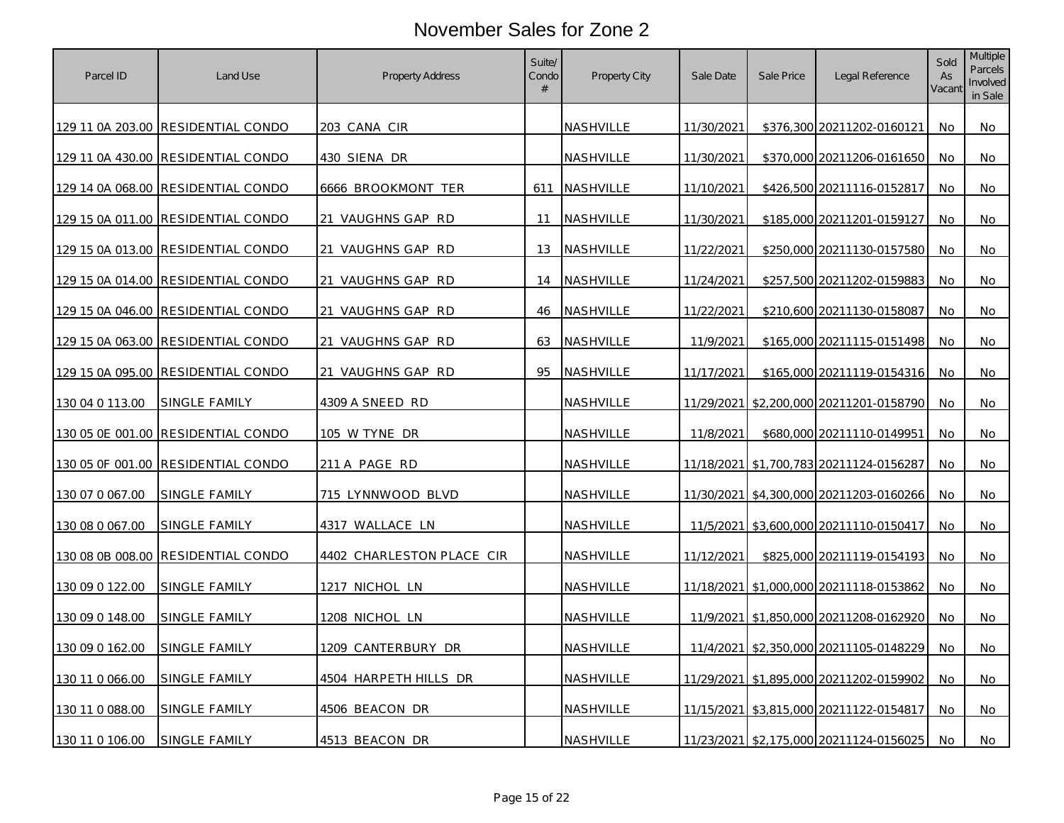# November Sales for Zone 2

| Parcel ID | Land Use | Property Address | Suite/ Condo # | Property City | Sale Date | Sale Price | Legal Reference | Sold As Vacant | Multiple Parcels Involved in Sale |
|---|---|---|---|---|---|---|---|---|---|
| 129 11 0A 203.00 | RESIDENTIAL CONDO | 203 CANA CIR | | NASHVILLE | 11/30/2021 | $376,300 | 20211202-0160121 | No | No |
| 129 11 0A 430.00 | RESIDENTIAL CONDO | 430 SIENA DR | | NASHVILLE | 11/30/2021 | $370,000 | 20211206-0161650 | No | No |
| 129 14 0A 068.00 | RESIDENTIAL CONDO | 6666 BROOKMONT TER | 611 | NASHVILLE | 11/10/2021 | $426,500 | 20211116-0152817 | No | No |
| 129 15 0A 011.00 | RESIDENTIAL CONDO | 21 VAUGHNS GAP RD | 11 | NASHVILLE | 11/30/2021 | $185,000 | 20211201-0159127 | No | No |
| 129 15 0A 013.00 | RESIDENTIAL CONDO | 21 VAUGHNS GAP RD | 13 | NASHVILLE | 11/22/2021 | $250,000 | 20211130-0157580 | No | No |
| 129 15 0A 014.00 | RESIDENTIAL CONDO | 21 VAUGHNS GAP RD | 14 | NASHVILLE | 11/24/2021 | $257,500 | 20211202-0159883 | No | No |
| 129 15 0A 046.00 | RESIDENTIAL CONDO | 21 VAUGHNS GAP RD | 46 | NASHVILLE | 11/22/2021 | $210,600 | 20211130-0158087 | No | No |
| 129 15 0A 063.00 | RESIDENTIAL CONDO | 21 VAUGHNS GAP RD | 63 | NASHVILLE | 11/9/2021 | $165,000 | 20211115-0151498 | No | No |
| 129 15 0A 095.00 | RESIDENTIAL CONDO | 21 VAUGHNS GAP RD | 95 | NASHVILLE | 11/17/2021 | $165,000 | 20211119-0154316 | No | No |
| 130 04 0 113.00 | SINGLE FAMILY | 4309 A SNEED RD | | NASHVILLE | 11/29/2021 | $2,200,000 | 20211201-0158790 | No | No |
| 130 05 0E 001.00 | RESIDENTIAL CONDO | 105 W TYNE DR | | NASHVILLE | 11/8/2021 | $680,000 | 20211110-0149951 | No | No |
| 130 05 0F 001.00 | RESIDENTIAL CONDO | 211 A PAGE RD | | NASHVILLE | 11/18/2021 | $1,700,783 | 20211124-0156287 | No | No |
| 130 07 0 067.00 | SINGLE FAMILY | 715 LYNNWOOD BLVD | | NASHVILLE | 11/30/2021 | $4,300,000 | 20211203-0160266 | No | No |
| 130 08 0 067.00 | SINGLE FAMILY | 4317 WALLACE LN | | NASHVILLE | 11/5/2021 | $3,600,000 | 20211110-0150417 | No | No |
| 130 08 0B 008.00 | RESIDENTIAL CONDO | 4402 CHARLESTON PLACE CIR | | NASHVILLE | 11/12/2021 | $825,000 | 20211119-0154193 | No | No |
| 130 09 0 122.00 | SINGLE FAMILY | 1217 NICHOL LN | | NASHVILLE | 11/18/2021 | $1,000,000 | 20211118-0153862 | No | No |
| 130 09 0 148.00 | SINGLE FAMILY | 1208 NICHOL LN | | NASHVILLE | 11/9/2021 | $1,850,000 | 20211208-0162920 | No | No |
| 130 09 0 162.00 | SINGLE FAMILY | 1209 CANTERBURY DR | | NASHVILLE | 11/4/2021 | $2,350,000 | 20211105-0148229 | No | No |
| 130 11 0 066.00 | SINGLE FAMILY | 4504 HARPETH HILLS DR | | NASHVILLE | 11/29/2021 | $1,895,000 | 20211202-0159902 | No | No |
| 130 11 0 088.00 | SINGLE FAMILY | 4506 BEACON DR | | NASHVILLE | 11/15/2021 | $3,815,000 | 20211122-0154817 | No | No |
| 130 11 0 106.00 | SINGLE FAMILY | 4513 BEACON DR | | NASHVILLE | 11/23/2021 | $2,175,000 | 20211124-0156025 | No | No |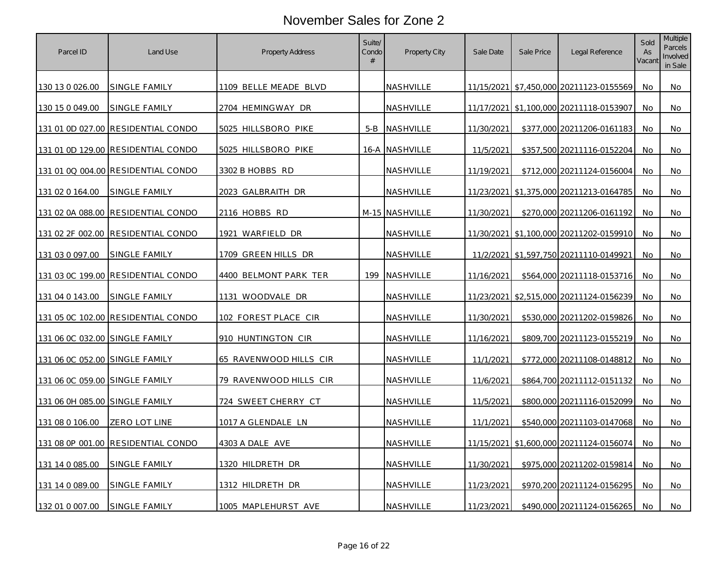# November Sales for Zone 2

| Parcel ID | Land Use | Property Address | Suite/ Condo # | Property City | Sale Date | Sale Price | Legal Reference | Sold As Vacant | Multiple Parcels Involved in Sale |
|---|---|---|---|---|---|---|---|---|---|
| 130 13 0 026.00 | SINGLE FAMILY | 1109 BELLE MEADE BLVD | | NASHVILLE | 11/15/2021 | $7,450,000 | 20211123-0155569 | No | No |
| 130 15 0 049.00 | SINGLE FAMILY | 2704 HEMINGWAY DR | | NASHVILLE | 11/17/2021 | $1,100,000 | 20211118-0153907 | No | No |
| 131 01 0D 027.00 | RESIDENTIAL CONDO | 5025 HILLSBORO PIKE | 5-B | NASHVILLE | 11/30/2021 | $377,000 | 20211206-0161183 | No | No |
| 131 01 0D 129.00 | RESIDENTIAL CONDO | 5025 HILLSBORO PIKE | 16-A | NASHVILLE | 11/5/2021 | $357,500 | 20211116-0152204 | No | No |
| 131 01 0Q 004.00 | RESIDENTIAL CONDO | 3302 B HOBBS RD | | NASHVILLE | 11/19/2021 | $712,000 | 20211124-0156004 | No | No |
| 131 02 0 164.00 | SINGLE FAMILY | 2023 GALBRAITH DR | | NASHVILLE | 11/23/2021 | $1,375,000 | 20211213-0164785 | No | No |
| 131 02 0A 088.00 | RESIDENTIAL CONDO | 2116 HOBBS RD | M-15 | NASHVILLE | 11/30/2021 | $270,000 | 20211206-0161192 | No | No |
| 131 02 2F 002.00 | RESIDENTIAL CONDO | 1921 WARFIELD DR | | NASHVILLE | 11/30/2021 | $1,100,000 | 20211202-0159910 | No | No |
| 131 03 0 097.00 | SINGLE FAMILY | 1709 GREEN HILLS DR | | NASHVILLE | 11/2/2021 | $1,597,750 | 20211110-0149921 | No | No |
| 131 03 0C 199.00 | RESIDENTIAL CONDO | 4400 BELMONT PARK TER | 199 | NASHVILLE | 11/16/2021 | $564,000 | 20211118-0153716 | No | No |
| 131 04 0 143.00 | SINGLE FAMILY | 1131 WOODVALE DR | | NASHVILLE | 11/23/2021 | $2,515,000 | 20211124-0156239 | No | No |
| 131 05 0C 102.00 | RESIDENTIAL CONDO | 102 FOREST PLACE CIR | | NASHVILLE | 11/30/2021 | $530,000 | 20211202-0159826 | No | No |
| 131 06 0C 032.00 | SINGLE FAMILY | 910 HUNTINGTON CIR | | NASHVILLE | 11/16/2021 | $809,700 | 20211123-0155219 | No | No |
| 131 06 0C 052.00 | SINGLE FAMILY | 65 RAVENWOOD HILLS CIR | | NASHVILLE | 11/1/2021 | $772,000 | 20211108-0148812 | No | No |
| 131 06 0C 059.00 | SINGLE FAMILY | 79 RAVENWOOD HILLS CIR | | NASHVILLE | 11/6/2021 | $864,700 | 20211112-0151132 | No | No |
| 131 06 0H 085.00 | SINGLE FAMILY | 724 SWEET CHERRY CT | | NASHVILLE | 11/5/2021 | $800,000 | 20211116-0152099 | No | No |
| 131 08 0 106.00 | ZERO LOT LINE | 1017 A GLENDALE LN | | NASHVILLE | 11/1/2021 | $540,000 | 20211103-0147068 | No | No |
| 131 08 0P 001.00 | RESIDENTIAL CONDO | 4303 A DALE AVE | | NASHVILLE | 11/15/2021 | $1,600,000 | 20211124-0156074 | No | No |
| 131 14 0 085.00 | SINGLE FAMILY | 1320 HILDRETH DR | | NASHVILLE | 11/30/2021 | $975,000 | 20211202-0159814 | No | No |
| 131 14 0 089.00 | SINGLE FAMILY | 1312 HILDRETH DR | | NASHVILLE | 11/23/2021 | $970,200 | 20211124-0156295 | No | No |
| 132 01 0 007.00 | SINGLE FAMILY | 1005 MAPLEHURST AVE | | NASHVILLE | 11/23/2021 | $490,000 | 20211124-0156265 | No | No |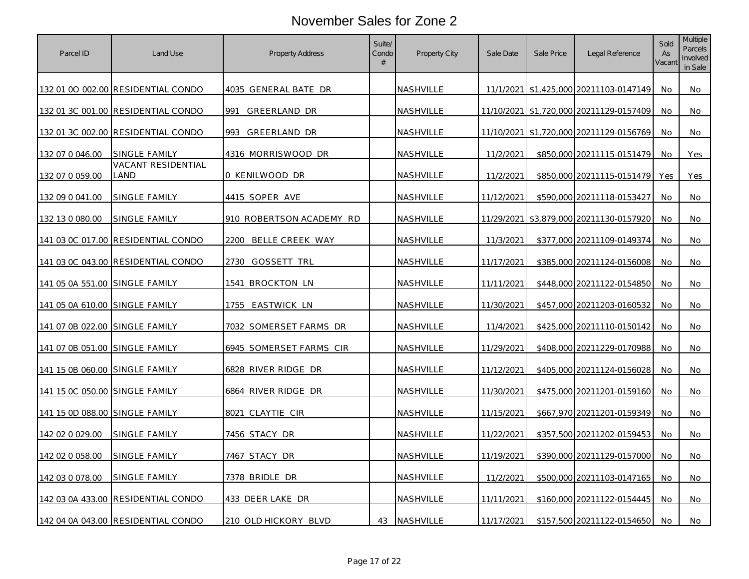# November Sales for Zone 2

| Parcel ID | Land Use | Property Address | Suite/ Condo # | Property City | Sale Date | Sale Price | Legal Reference | Sold As Vacant | Multiple Parcels Involved in Sale |
|---|---|---|---|---|---|---|---|---|---|
| 132 01 0O 002.00 | RESIDENTIAL CONDO | 4035 GENERAL BATE DR | | NASHVILLE | 11/1/2021 | $1,425,000 | 20211103-0147149 | No | No |
| 132 01 3C 001.00 | RESIDENTIAL CONDO | 991 GREERLAND DR | | NASHVILLE | 11/10/2021 | $1,720,000 | 20211129-0157409 | No | No |
| 132 01 3C 002.00 | RESIDENTIAL CONDO | 993 GREERLAND DR | | NASHVILLE | 11/10/2021 | $1,720,000 | 20211129-0156769 | No | No |
| 132 07 0 046.00 | SINGLE FAMILY | 4316 MORRISWOOD DR | | NASHVILLE | 11/2/2021 | $850,000 | 20211115-0151479 | No | Yes |
| 132 07 0 059.00 | VACANT RESIDENTIAL LAND | 0 KENILWOOD DR | | NASHVILLE | 11/2/2021 | $850,000 | 20211115-0151479 | Yes | Yes |
| 132 09 0 041.00 | SINGLE FAMILY | 4415 SOPER AVE | | NASHVILLE | 11/12/2021 | $590,000 | 20211118-0153427 | No | No |
| 132 13 0 080.00 | SINGLE FAMILY | 910 ROBERTSON ACADEMY RD | | NASHVILLE | 11/29/2021 | $3,879,000 | 20211130-0157920 | No | No |
| 141 03 0C 017.00 | RESIDENTIAL CONDO | 2200 BELLE CREEK WAY | | NASHVILLE | 11/3/2021 | $377,000 | 20211109-0149374 | No | No |
| 141 03 0C 043.00 | RESIDENTIAL CONDO | 2730 GOSSETT TRL | | NASHVILLE | 11/17/2021 | $385,000 | 20211124-0156008 | No | No |
| 141 05 0A 551.00 | SINGLE FAMILY | 1541 BROCKTON LN | | NASHVILLE | 11/11/2021 | $448,000 | 20211122-0154850 | No | No |
| 141 05 0A 610.00 | SINGLE FAMILY | 1755 EASTWICK LN | | NASHVILLE | 11/30/2021 | $457,000 | 20211203-0160532 | No | No |
| 141 07 0B 022.00 | SINGLE FAMILY | 7032 SOMERSET FARMS DR | | NASHVILLE | 11/4/2021 | $425,000 | 20211110-0150142 | No | No |
| 141 07 0B 051.00 | SINGLE FAMILY | 6945 SOMERSET FARMS CIR | | NASHVILLE | 11/29/2021 | $408,000 | 20211229-0170988 | No | No |
| 141 15 0B 060.00 | SINGLE FAMILY | 6828 RIVER RIDGE DR | | NASHVILLE | 11/12/2021 | $405,000 | 20211124-0156028 | No | No |
| 141 15 0C 050.00 | SINGLE FAMILY | 6864 RIVER RIDGE DR | | NASHVILLE | 11/30/2021 | $475,000 | 20211201-0159160 | No | No |
| 141 15 0D 088.00 | SINGLE FAMILY | 8021 CLAYTIE CIR | | NASHVILLE | 11/15/2021 | $667,970 | 20211201-0159349 | No | No |
| 142 02 0 029.00 | SINGLE FAMILY | 7456 STACY DR | | NASHVILLE | 11/22/2021 | $357,500 | 20211202-0159453 | No | No |
| 142 02 0 058.00 | SINGLE FAMILY | 7467 STACY DR | | NASHVILLE | 11/19/2021 | $390,000 | 20211129-0157000 | No | No |
| 142 03 0 078.00 | SINGLE FAMILY | 7378 BRIDLE DR | | NASHVILLE | 11/2/2021 | $500,000 | 20211103-0147165 | No | No |
| 142 03 0A 433.00 | RESIDENTIAL CONDO | 433 DEER LAKE DR | | NASHVILLE | 11/11/2021 | $160,000 | 20211122-0154445 | No | No |
| 142 04 0A 043.00 | RESIDENTIAL CONDO | 210 OLD HICKORY BLVD | 43 | NASHVILLE | 11/17/2021 | $157,500 | 20211122-0154650 | No | No |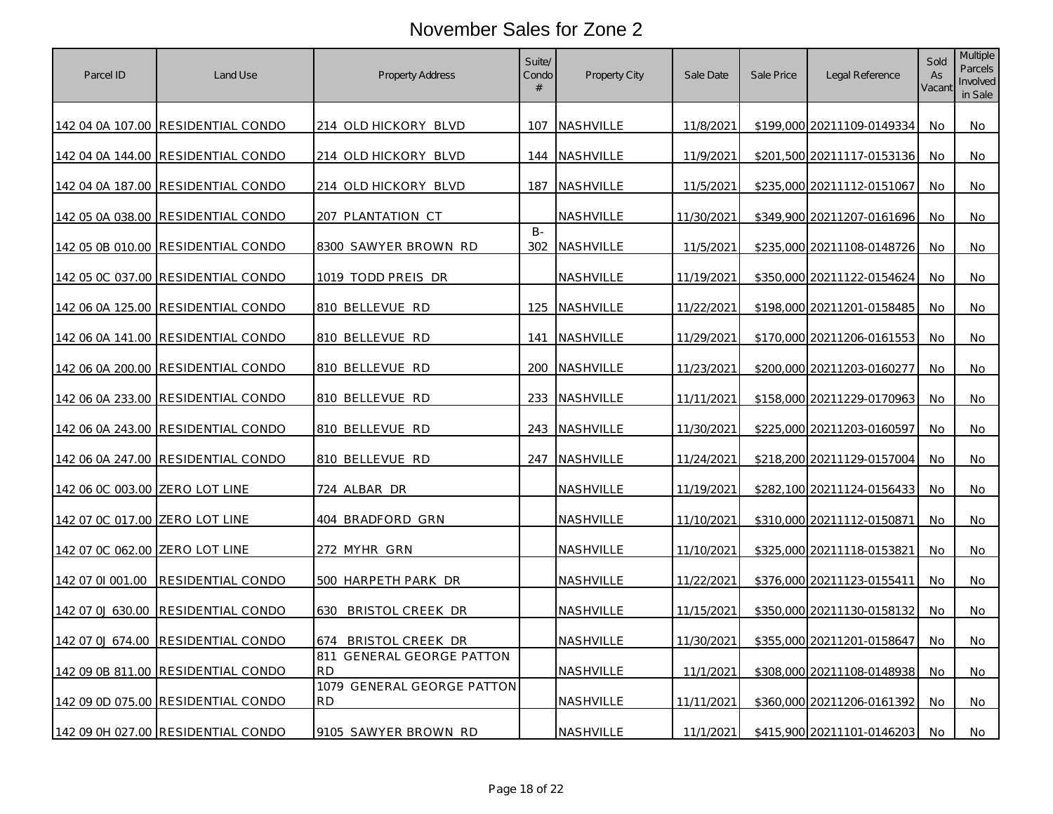# November Sales for Zone 2

| Parcel ID | Land Use | Property Address | Suite/ Condo # | Property City | Sale Date | Sale Price | Legal Reference | Sold As Vacant | Multiple Parcels Involved in Sale |
|---|---|---|---|---|---|---|---|---|---|
| 142 04 0A 107.00 | RESIDENTIAL CONDO | 214 OLD HICKORY BLVD | 107 | NASHVILLE | 11/8/2021 | $199,000 | 20211109-0149334 | No | No |
| 142 04 0A 144.00 | RESIDENTIAL CONDO | 214 OLD HICKORY BLVD | 144 | NASHVILLE | 11/9/2021 | $201,500 | 20211117-0153136 | No | No |
| 142 04 0A 187.00 | RESIDENTIAL CONDO | 214 OLD HICKORY BLVD | 187 | NASHVILLE | 11/5/2021 | $235,000 | 20211112-0151067 | No | No |
| 142 05 0A 038.00 | RESIDENTIAL CONDO | 207 PLANTATION CT | | NASHVILLE | 11/30/2021 | $349,900 | 20211207-0161696 | No | No |
| 142 05 0B 010.00 | RESIDENTIAL CONDO | 8300 SAWYER BROWN RD | B-302 | NASHVILLE | 11/5/2021 | $235,000 | 20211108-0148726 | No | No |
| 142 05 0C 037.00 | RESIDENTIAL CONDO | 1019 TODD PREIS DR | | NASHVILLE | 11/19/2021 | $350,000 | 20211122-0154624 | No | No |
| 142 06 0A 125.00 | RESIDENTIAL CONDO | 810 BELLEVUE RD | 125 | NASHVILLE | 11/22/2021 | $198,000 | 20211201-0158485 | No | No |
| 142 06 0A 141.00 | RESIDENTIAL CONDO | 810 BELLEVUE RD | 141 | NASHVILLE | 11/29/2021 | $170,000 | 20211206-0161553 | No | No |
| 142 06 0A 200.00 | RESIDENTIAL CONDO | 810 BELLEVUE RD | 200 | NASHVILLE | 11/23/2021 | $200,000 | 20211203-0160277 | No | No |
| 142 06 0A 233.00 | RESIDENTIAL CONDO | 810 BELLEVUE RD | 233 | NASHVILLE | 11/11/2021 | $158,000 | 20211229-0170963 | No | No |
| 142 06 0A 243.00 | RESIDENTIAL CONDO | 810 BELLEVUE RD | 243 | NASHVILLE | 11/30/2021 | $225,000 | 20211203-0160597 | No | No |
| 142 06 0A 247.00 | RESIDENTIAL CONDO | 810 BELLEVUE RD | 247 | NASHVILLE | 11/24/2021 | $218,200 | 20211129-0157004 | No | No |
| 142 06 0C 003.00 | ZERO LOT LINE | 724 ALBAR DR | | NASHVILLE | 11/19/2021 | $282,100 | 20211124-0156433 | No | No |
| 142 07 0C 017.00 | ZERO LOT LINE | 404 BRADFORD GRN | | NASHVILLE | 11/10/2021 | $310,000 | 20211112-0150871 | No | No |
| 142 07 0C 062.00 | ZERO LOT LINE | 272 MYHR GRN | | NASHVILLE | 11/10/2021 | $325,000 | 20211118-0153821 | No | No |
| 142 07 0I 001.00 | RESIDENTIAL CONDO | 500 HARPETH PARK DR | | NASHVILLE | 11/22/2021 | $376,000 | 20211123-0155411 | No | No |
| 142 07 0J 630.00 | RESIDENTIAL CONDO | 630 BRISTOL CREEK DR | | NASHVILLE | 11/15/2021 | $350,000 | 20211130-0158132 | No | No |
| 142 07 0J 674.00 | RESIDENTIAL CONDO | 674 BRISTOL CREEK DR | | NASHVILLE | 11/30/2021 | $355,000 | 20211201-0158647 | No | No |
| 142 09 0B 811.00 | RESIDENTIAL CONDO | 811 GENERAL GEORGE PATTON RD | | NASHVILLE | 11/1/2021 | $308,000 | 20211108-0148938 | No | No |
| 142 09 0D 075.00 | RESIDENTIAL CONDO | 1079 GENERAL GEORGE PATTON RD | | NASHVILLE | 11/11/2021 | $360,000 | 20211206-0161392 | No | No |
| 142 09 0H 027.00 | RESIDENTIAL CONDO | 9105 SAWYER BROWN RD | | NASHVILLE | 11/1/2021 | $415,900 | 20211101-0146203 | No | No |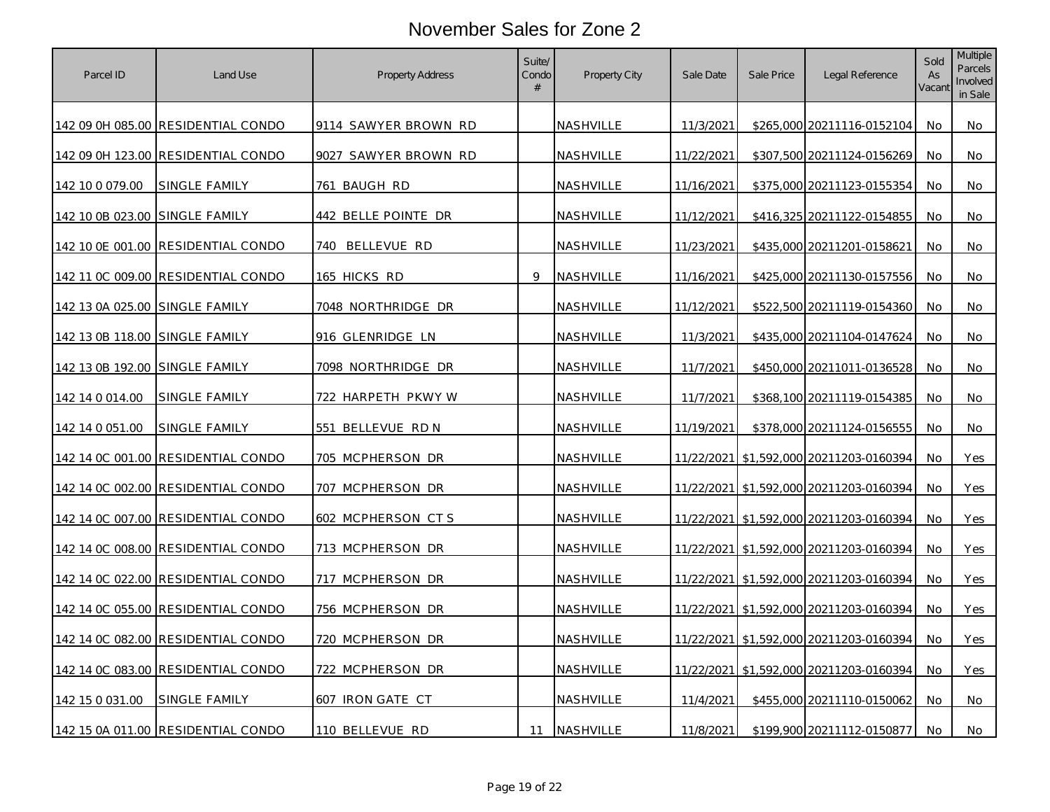# November Sales for Zone 2

| Parcel ID | Land Use | Property Address | Suite/ Condo # | Property City | Sale Date | Sale Price | Legal Reference | Sold As Vacant | Multiple Parcels Involved in Sale |
|---|---|---|---|---|---|---|---|---|---|
| 142 09 0H 085.00 | RESIDENTIAL CONDO | 9114 SAWYER BROWN RD | | NASHVILLE | 11/3/2021 | $265,000 | 20211116-0152104 | No | No |
| 142 09 0H 123.00 | RESIDENTIAL CONDO | 9027 SAWYER BROWN RD | | NASHVILLE | 11/22/2021 | $307,500 | 20211124-0156269 | No | No |
| 142 10 0 079.00 | SINGLE FAMILY | 761 BAUGH RD | | NASHVILLE | 11/16/2021 | $375,000 | 20211123-0155354 | No | No |
| 142 10 0B 023.00 | SINGLE FAMILY | 442 BELLE POINTE DR | | NASHVILLE | 11/12/2021 | $416,325 | 20211122-0154855 | No | No |
| 142 10 0E 001.00 | RESIDENTIAL CONDO | 740 BELLEVUE RD | | NASHVILLE | 11/23/2021 | $435,000 | 20211201-0158621 | No | No |
| 142 11 0C 009.00 | RESIDENTIAL CONDO | 165 HICKS RD | 9 | NASHVILLE | 11/16/2021 | $425,000 | 20211130-0157556 | No | No |
| 142 13 0A 025.00 | SINGLE FAMILY | 7048 NORTHRIDGE DR | | NASHVILLE | 11/12/2021 | $522,500 | 20211119-0154360 | No | No |
| 142 13 0B 118.00 | SINGLE FAMILY | 916 GLENRIDGE LN | | NASHVILLE | 11/3/2021 | $435,000 | 20211104-0147624 | No | No |
| 142 13 0B 192.00 | SINGLE FAMILY | 7098 NORTHRIDGE DR | | NASHVILLE | 11/7/2021 | $450,000 | 20211011-0136528 | No | No |
| 142 14 0 014.00 | SINGLE FAMILY | 722 HARPETH PKWY W | | NASHVILLE | 11/7/2021 | $368,100 | 20211119-0154385 | No | No |
| 142 14 0 051.00 | SINGLE FAMILY | 551 BELLEVUE RD N | | NASHVILLE | 11/19/2021 | $378,000 | 20211124-0156555 | No | No |
| 142 14 0C 001.00 | RESIDENTIAL CONDO | 705 MCPHERSON DR | | NASHVILLE | 11/22/2021 | $1,592,000 | 20211203-0160394 | No | Yes |
| 142 14 0C 002.00 | RESIDENTIAL CONDO | 707 MCPHERSON DR | | NASHVILLE | 11/22/2021 | $1,592,000 | 20211203-0160394 | No | Yes |
| 142 14 0C 007.00 | RESIDENTIAL CONDO | 602 MCPHERSON CT S | | NASHVILLE | 11/22/2021 | $1,592,000 | 20211203-0160394 | No | Yes |
| 142 14 0C 008.00 | RESIDENTIAL CONDO | 713 MCPHERSON DR | | NASHVILLE | 11/22/2021 | $1,592,000 | 20211203-0160394 | No | Yes |
| 142 14 0C 022.00 | RESIDENTIAL CONDO | 717 MCPHERSON DR | | NASHVILLE | 11/22/2021 | $1,592,000 | 20211203-0160394 | No | Yes |
| 142 14 0C 055.00 | RESIDENTIAL CONDO | 756 MCPHERSON DR | | NASHVILLE | 11/22/2021 | $1,592,000 | 20211203-0160394 | No | Yes |
| 142 14 0C 082.00 | RESIDENTIAL CONDO | 720 MCPHERSON DR | | NASHVILLE | 11/22/2021 | $1,592,000 | 20211203-0160394 | No | Yes |
| 142 14 0C 083.00 | RESIDENTIAL CONDO | 722 MCPHERSON DR | | NASHVILLE | 11/22/2021 | $1,592,000 | 20211203-0160394 | No | Yes |
| 142 15 0 031.00 | SINGLE FAMILY | 607 IRON GATE CT | | NASHVILLE | 11/4/2021 | $455,000 | 20211110-0150062 | No | No |
| 142 15 0A 011.00 | RESIDENTIAL CONDO | 110 BELLEVUE RD | 11 | NASHVILLE | 11/8/2021 | $199,900 | 20211112-0150877 | No | No |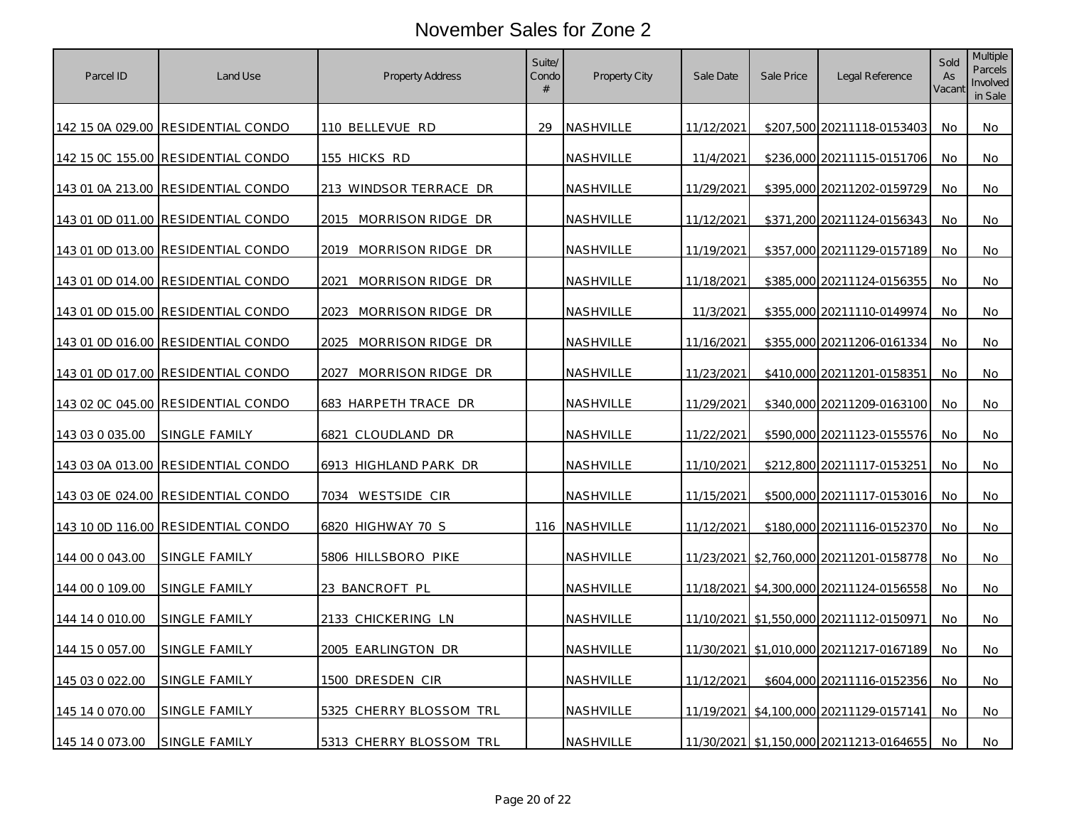# November Sales for Zone 2

| Parcel ID | Land Use | Property Address | Suite/ Condo # | Property City | Sale Date | Sale Price | Legal Reference | Sold As Vacant | Multiple Parcels Involved in Sale |
|---|---|---|---|---|---|---|---|---|---|
| 142 15 0A 029.00 | RESIDENTIAL CONDO | 110 BELLEVUE RD | 29 | NASHVILLE | 11/12/2021 | $207,500 | 20211118-0153403 | No | No |
| 142 15 0C 155.00 | RESIDENTIAL CONDO | 155 HICKS RD | | NASHVILLE | 11/4/2021 | $236,000 | 20211115-0151706 | No | No |
| 143 01 0A 213.00 | RESIDENTIAL CONDO | 213 WINDSOR TERRACE DR | | NASHVILLE | 11/29/2021 | $395,000 | 20211202-0159729 | No | No |
| 143 01 0D 011.00 | RESIDENTIAL CONDO | 2015 MORRISON RIDGE DR | | NASHVILLE | 11/12/2021 | $371,200 | 20211124-0156343 | No | No |
| 143 01 0D 013.00 | RESIDENTIAL CONDO | 2019 MORRISON RIDGE DR | | NASHVILLE | 11/19/2021 | $357,000 | 20211129-0157189 | No | No |
| 143 01 0D 014.00 | RESIDENTIAL CONDO | 2021 MORRISON RIDGE DR | | NASHVILLE | 11/18/2021 | $385,000 | 20211124-0156355 | No | No |
| 143 01 0D 015.00 | RESIDENTIAL CONDO | 2023 MORRISON RIDGE DR | | NASHVILLE | 11/3/2021 | $355,000 | 20211110-0149974 | No | No |
| 143 01 0D 016.00 | RESIDENTIAL CONDO | 2025 MORRISON RIDGE DR | | NASHVILLE | 11/16/2021 | $355,000 | 20211206-0161334 | No | No |
| 143 01 0D 017.00 | RESIDENTIAL CONDO | 2027 MORRISON RIDGE DR | | NASHVILLE | 11/23/2021 | $410,000 | 20211201-0158351 | No | No |
| 143 02 0C 045.00 | RESIDENTIAL CONDO | 683 HARPETH TRACE DR | | NASHVILLE | 11/29/2021 | $340,000 | 20211209-0163100 | No | No |
| 143 03 0 035.00 | SINGLE FAMILY | 6821 CLOUDLAND DR | | NASHVILLE | 11/22/2021 | $590,000 | 20211123-0155576 | No | No |
| 143 03 0A 013.00 | RESIDENTIAL CONDO | 6913 HIGHLAND PARK DR | | NASHVILLE | 11/10/2021 | $212,800 | 20211117-0153251 | No | No |
| 143 03 0E 024.00 | RESIDENTIAL CONDO | 7034 WESTSIDE CIR | | NASHVILLE | 11/15/2021 | $500,000 | 20211117-0153016 | No | No |
| 143 10 0D 116.00 | RESIDENTIAL CONDO | 6820 HIGHWAY 70 S | 116 | NASHVILLE | 11/12/2021 | $180,000 | 20211116-0152370 | No | No |
| 144 00 0 043.00 | SINGLE FAMILY | 5806 HILLSBORO PIKE | | NASHVILLE | 11/23/2021 | $2,760,000 | 20211201-0158778 | No | No |
| 144 00 0 109.00 | SINGLE FAMILY | 23 BANCROFT PL | | NASHVILLE | 11/18/2021 | $4,300,000 | 20211124-0156558 | No | No |
| 144 14 0 010.00 | SINGLE FAMILY | 2133 CHICKERING LN | | NASHVILLE | 11/10/2021 | $1,550,000 | 20211112-0150971 | No | No |
| 144 15 0 057.00 | SINGLE FAMILY | 2005 EARLINGTON DR | | NASHVILLE | 11/30/2021 | $1,010,000 | 20211217-0167189 | No | No |
| 145 03 0 022.00 | SINGLE FAMILY | 1500 DRESDEN CIR | | NASHVILLE | 11/12/2021 | $604,000 | 20211116-0152356 | No | No |
| 145 14 0 070.00 | SINGLE FAMILY | 5325 CHERRY BLOSSOM TRL | | NASHVILLE | 11/19/2021 | $4,100,000 | 20211129-0157141 | No | No |
| 145 14 0 073.00 | SINGLE FAMILY | 5313 CHERRY BLOSSOM TRL | | NASHVILLE | 11/30/2021 | $1,150,000 | 20211213-0164655 | No | No |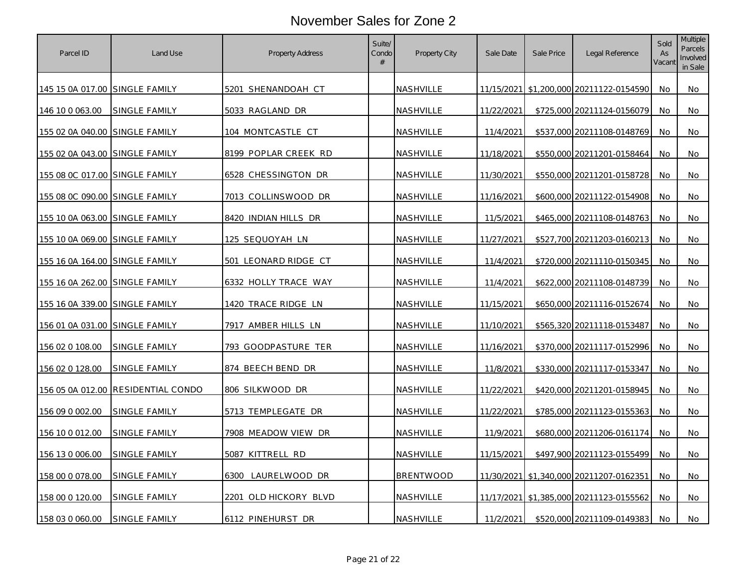# November Sales for Zone 2

| Parcel ID | Land Use | Property Address | Suite/ Condo # | Property City | Sale Date | Sale Price | Legal Reference | Sold As Vacant | Multiple Parcels Involved in Sale |
|---|---|---|---|---|---|---|---|---|---|
| 145 15 0A 017.00 | SINGLE FAMILY | 5201 SHENANDOAH CT | | NASHVILLE | 11/15/2021 | $1,200,000 | 20211122-0154590 | No | No |
| 146 10 0 063.00 | SINGLE FAMILY | 5033 RAGLAND DR | | NASHVILLE | 11/22/2021 | $725,000 | 20211124-0156079 | No | No |
| 155 02 0A 040.00 | SINGLE FAMILY | 104 MONTCASTLE CT | | NASHVILLE | 11/4/2021 | $537,000 | 20211108-0148769 | No | No |
| 155 02 0A 043.00 | SINGLE FAMILY | 8199 POPLAR CREEK RD | | NASHVILLE | 11/18/2021 | $550,000 | 20211201-0158464 | No | No |
| 155 08 0C 017.00 | SINGLE FAMILY | 6528 CHESSINGTON DR | | NASHVILLE | 11/30/2021 | $550,000 | 20211201-0158728 | No | No |
| 155 08 0C 090.00 | SINGLE FAMILY | 7013 COLLINSWOOD DR | | NASHVILLE | 11/16/2021 | $600,000 | 20211122-0154908 | No | No |
| 155 10 0A 063.00 | SINGLE FAMILY | 8420 INDIAN HILLS DR | | NASHVILLE | 11/5/2021 | $465,000 | 20211108-0148763 | No | No |
| 155 10 0A 069.00 | SINGLE FAMILY | 125 SEQUOYAH LN | | NASHVILLE | 11/27/2021 | $527,700 | 20211203-0160213 | No | No |
| 155 16 0A 164.00 | SINGLE FAMILY | 501 LEONARD RIDGE CT | | NASHVILLE | 11/4/2021 | $720,000 | 20211110-0150345 | No | No |
| 155 16 0A 262.00 | SINGLE FAMILY | 6332 HOLLY TRACE WAY | | NASHVILLE | 11/4/2021 | $622,000 | 20211108-0148739 | No | No |
| 155 16 0A 339.00 | SINGLE FAMILY | 1420 TRACE RIDGE LN | | NASHVILLE | 11/15/2021 | $650,000 | 20211116-0152674 | No | No |
| 156 01 0A 031.00 | SINGLE FAMILY | 7917 AMBER HILLS LN | | NASHVILLE | 11/10/2021 | $565,320 | 20211118-0153487 | No | No |
| 156 02 0 108.00 | SINGLE FAMILY | 793 GOODPASTURE TER | | NASHVILLE | 11/16/2021 | $370,000 | 20211117-0152996 | No | No |
| 156 02 0 128.00 | SINGLE FAMILY | 874 BEECH BEND DR | | NASHVILLE | 11/8/2021 | $330,000 | 20211117-0153347 | No | No |
| 156 05 0A 012.00 | RESIDENTIAL CONDO | 806 SILKWOOD DR | | NASHVILLE | 11/22/2021 | $420,000 | 20211201-0158945 | No | No |
| 156 09 0 002.00 | SINGLE FAMILY | 5713 TEMPLEGATE DR | | NASHVILLE | 11/22/2021 | $785,000 | 20211123-0155363 | No | No |
| 156 10 0 012.00 | SINGLE FAMILY | 7908 MEADOW VIEW DR | | NASHVILLE | 11/9/2021 | $680,000 | 20211206-0161174 | No | No |
| 156 13 0 006.00 | SINGLE FAMILY | 5087 KITTRELL RD | | NASHVILLE | 11/15/2021 | $497,900 | 20211123-0155499 | No | No |
| 158 00 0 078.00 | SINGLE FAMILY | 6300 LAURELWOOD DR | | BRENTWOOD | 11/30/2021 | $1,340,000 | 20211207-0162351 | No | No |
| 158 00 0 120.00 | SINGLE FAMILY | 2201 OLD HICKORY BLVD | | NASHVILLE | 11/17/2021 | $1,385,000 | 20211123-0155562 | No | No |
| 158 03 0 060.00 | SINGLE FAMILY | 6112 PINEHURST DR | | NASHVILLE | 11/2/2021 | $520,000 | 20211109-0149383 | No | No |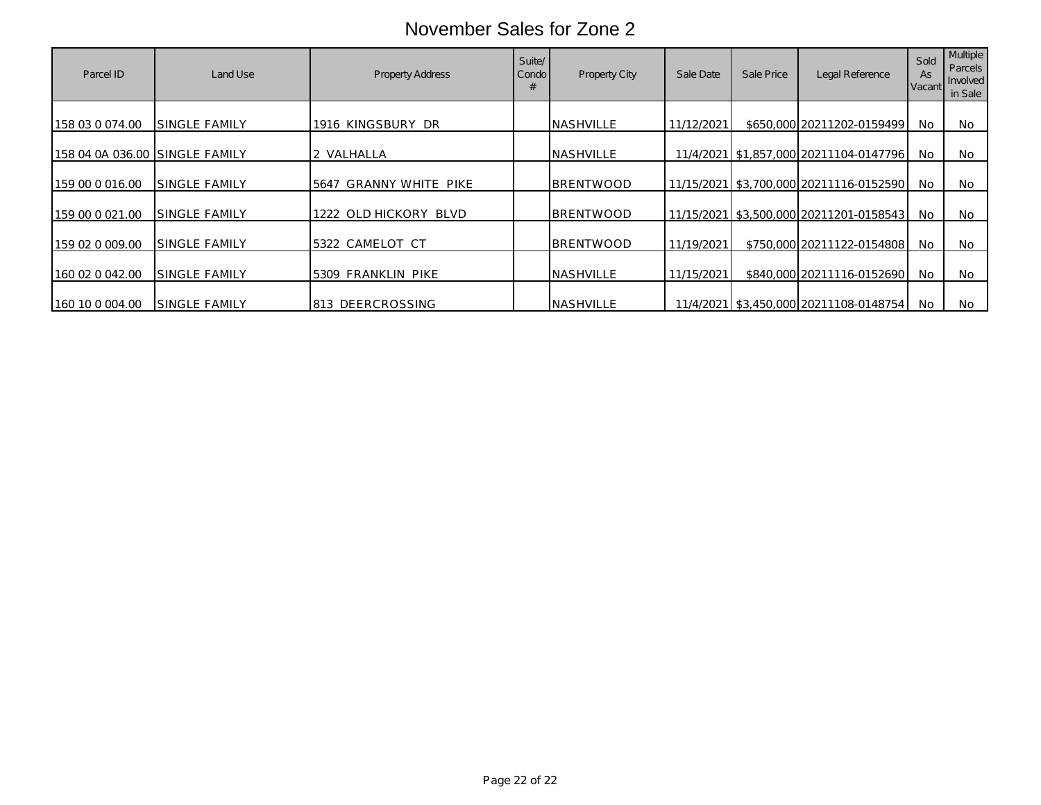# November Sales for Zone 2

| Parcel ID | Land Use | Property Address | Suite/ Condo # | Property City | Sale Date | Sale Price | Legal Reference | Sold As Vacant | Multiple Parcels Involved in Sale |
|---|---|---|---|---|---|---|---|---|---|
| 158 03 0 074.00 | SINGLE FAMILY | 1916 KINGSBURY DR | | NASHVILLE | 11/12/2021 | $650,000 | 20211202-0159499 | No | No |
| 158 04 0A 036.00 | SINGLE FAMILY | 2 VALHALLA | | NASHVILLE | 11/4/2021 | $1,857,000 | 20211104-0147796 | No | No |
| 159 00 0 016.00 | SINGLE FAMILY | 5647 GRANNY WHITE PIKE | | BRENTWOOD | 11/15/2021 | $3,700,000 | 20211116-0152590 | No | No |
| 159 00 0 021.00 | SINGLE FAMILY | 1222 OLD HICKORY BLVD | | BRENTWOOD | 11/15/2021 | $3,500,000 | 20211201-0158543 | No | No |
| 159 02 0 009.00 | SINGLE FAMILY | 5322 CAMELOT CT | | BRENTWOOD | 11/19/2021 | $750,000 | 20211122-0154808 | No | No |
| 160 02 0 042.00 | SINGLE FAMILY | 5309 FRANKLIN PIKE | | NASHVILLE | 11/15/2021 | $840,000 | 20211116-0152690 | No | No |
| 160 10 0 004.00 | SINGLE FAMILY | 813 DEERCROSSING | | NASHVILLE | 11/4/2021 | $3,450,000 | 20211108-0148754 | No | No |